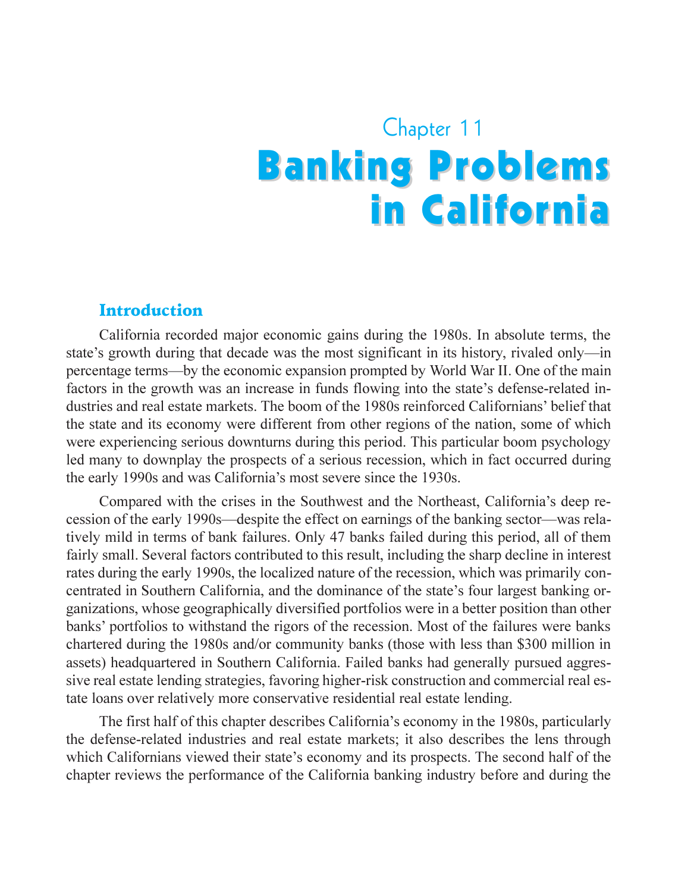# Chapter 11
# Banking Problems in California

## Introduction

California recorded major economic gains during the 1980s. In absolute terms, the state's growth during that decade was the most significant in its history, rivaled only—in percentage terms—by the economic expansion prompted by World War II. One of the main factors in the growth was an increase in funds flowing into the state's defense-related industries and real estate markets. The boom of the 1980s reinforced Californians' belief that the state and its economy were different from other regions of the nation, some of which were experiencing serious downturns during this period. This particular boom psychology led many to downplay the prospects of a serious recession, which in fact occurred during the early 1990s and was California's most severe since the 1930s.

Compared with the crises in the Southwest and the Northeast, California's deep recession of the early 1990s—despite the effect on earnings of the banking sector—was relatively mild in terms of bank failures. Only 47 banks failed during this period, all of them fairly small. Several factors contributed to this result, including the sharp decline in interest rates during the early 1990s, the localized nature of the recession, which was primarily concentrated in Southern California, and the dominance of the state's four largest banking organizations, whose geographically diversified portfolios were in a better position than other banks' portfolios to withstand the rigors of the recession. Most of the failures were banks chartered during the 1980s and/or community banks (those with less than $300 million in assets) headquartered in Southern California. Failed banks had generally pursued aggressive real estate lending strategies, favoring higher-risk construction and commercial real estate loans over relatively more conservative residential real estate lending.

The first half of this chapter describes California's economy in the 1980s, particularly the defense-related industries and real estate markets; it also describes the lens through which Californians viewed their state's economy and its prospects. The second half of the chapter reviews the performance of the California banking industry before and during the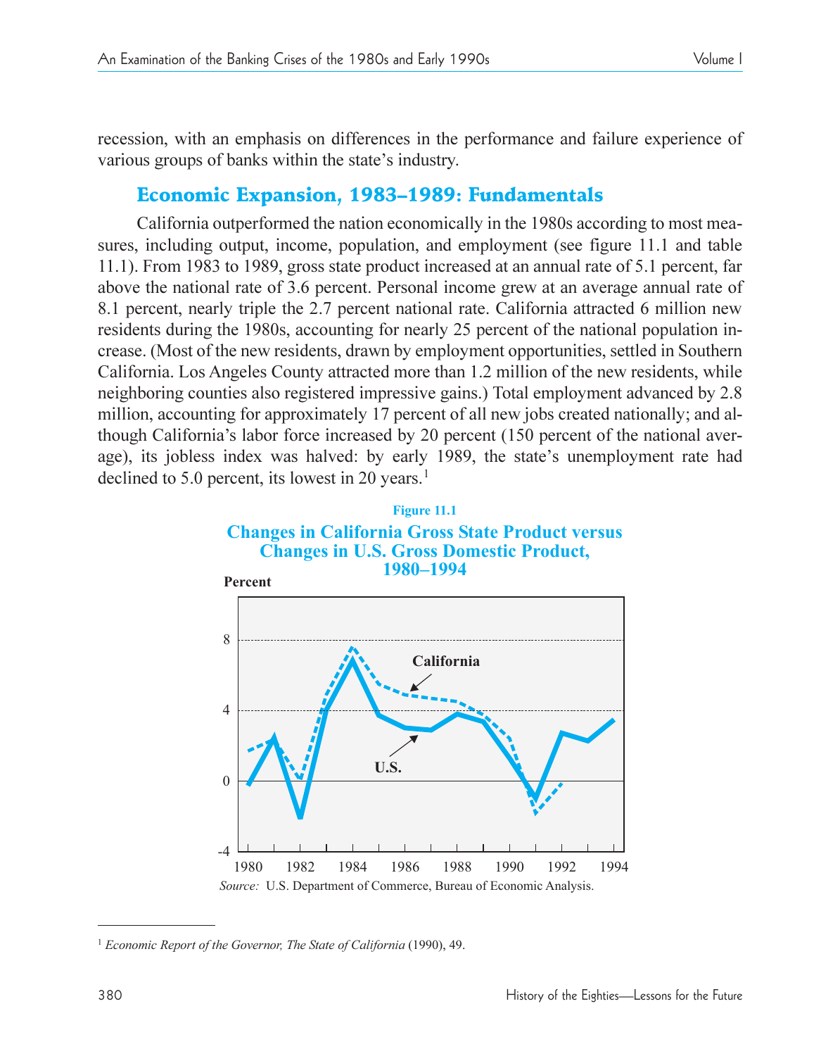recession, with an emphasis on differences in the performance and failure experience of various groups of banks within the state's industry.

## Economic Expansion, 1983–1989: Fundamentals

California outperformed the nation economically in the 1980s according to most measures, including output, income, population, and employment (see figure 11.1 and table 11.1). From 1983 to 1989, gross state product increased at an annual rate of 5.1 percent, far above the national rate of 3.6 percent. Personal income grew at an average annual rate of 8.1 percent, nearly triple the 2.7 percent national rate. California attracted 6 million new residents during the 1980s, accounting for nearly 25 percent of the national population increase. (Most of the new residents, drawn by employment opportunities, settled in Southern California. Los Angeles County attracted more than 1.2 million of the new residents, while neighboring counties also registered impressive gains.) Total employment advanced by 2.8 million, accounting for approximately 17 percent of all new jobs created nationally; and although California's labor force increased by 20 percent (150 percent of the national average), its jobless index was halved: by early 1989, the state's unemployment rate had declined to 5.0 percent, its lowest in 20 years.[1]

**Figure 11.1**

**Changes in California Gross State Product versus Changes in U.S. Gross Domestic Product, 1980–1994**

*Source:* U.S. Department of Commerce, Bureau of Economic Analysis.

---

[1] *Economic Report of the Governor, The State of California* (1990), 49.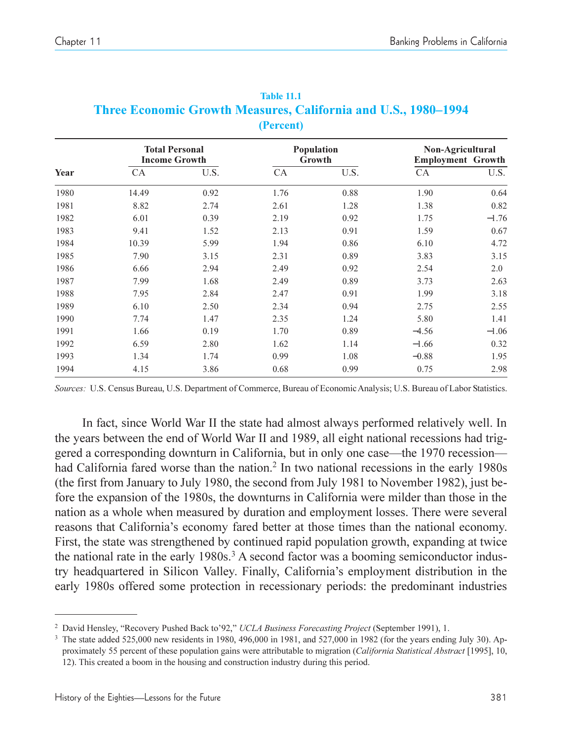**Table 11.1**

## Three Economic Growth Measures, California and U.S., 1980–1994
**(Percent)**

| Year | Total Personal Income Growth | | Population Growth | | Non-Agricultural Employment Growth | |
|---|---|---|---|---|---|---|
| | CA | U.S. | CA | U.S. | CA | U.S. |
| 1980 | 14.49 | 0.92 | 1.76 | 0.88 | 1.90 | 0.64 |
| 1981 | 8.82 | 2.74 | 2.61 | 1.28 | 1.38 | 0.82 |
| 1982 | 6.01 | 0.39 | 2.19 | 0.92 | 1.75 | −1.76 |
| 1983 | 9.41 | 1.52 | 2.13 | 0.91 | 1.59 | 0.67 |
| 1984 | 10.39 | 5.99 | 1.94 | 0.86 | 6.10 | 4.72 |
| 1985 | 7.90 | 3.15 | 2.31 | 0.89 | 3.83 | 3.15 |
| 1986 | 6.66 | 2.94 | 2.49 | 0.92 | 2.54 | 2.0 |
| 1987 | 7.99 | 1.68 | 2.49 | 0.89 | 3.73 | 2.63 |
| 1988 | 7.95 | 2.84 | 2.47 | 0.91 | 1.99 | 3.18 |
| 1989 | 6.10 | 2.50 | 2.34 | 0.94 | 2.75 | 2.55 |
| 1990 | 7.74 | 1.47 | 2.35 | 1.24 | 5.80 | 1.41 |
| 1991 | 1.66 | 0.19 | 1.70 | 0.89 | −4.56 | −1.06 |
| 1992 | 6.59 | 2.80 | 1.62 | 1.14 | −1.66 | 0.32 |
| 1993 | 1.34 | 1.74 | 0.99 | 1.08 | −0.88 | 1.95 |
| 1994 | 4.15 | 3.86 | 0.68 | 0.99 | 0.75 | 2.98 |

*Sources:* U.S. Census Bureau, U.S. Department of Commerce, Bureau of Economic Analysis; U.S. Bureau of Labor Statistics.

In fact, since World War II the state had almost always performed relatively well. In the years between the end of World War II and 1989, all eight national recessions had triggered a corresponding downturn in California, but in only one case—the 1970 recession—had California fared worse than the nation.[2] In two national recessions in the early 1980s (the first from January to July 1980, the second from July 1981 to November 1982), just before the expansion of the 1980s, the downturns in California were milder than those in the nation as a whole when measured by duration and employment losses. There were several reasons that California's economy fared better at those times than the national economy. First, the state was strengthened by continued rapid population growth, expanding at twice the national rate in the early 1980s.[3] A second factor was a booming semiconductor industry headquartered in Silicon Valley. Finally, California's employment distribution in the early 1980s offered some protection in recessionary periods: the predominant industries

---

[2] David Hensley, "Recovery Pushed Back to'92," *UCLA Business Forecasting Project* (September 1991), 1.

[3] The state added 525,000 new residents in 1980, 496,000 in 1981, and 527,000 in 1982 (for the years ending July 30). Approximately 55 percent of these population gains were attributable to migration (*California Statistical Abstract* [1995], 10, 12). This created a boom in the housing and construction industry during this period.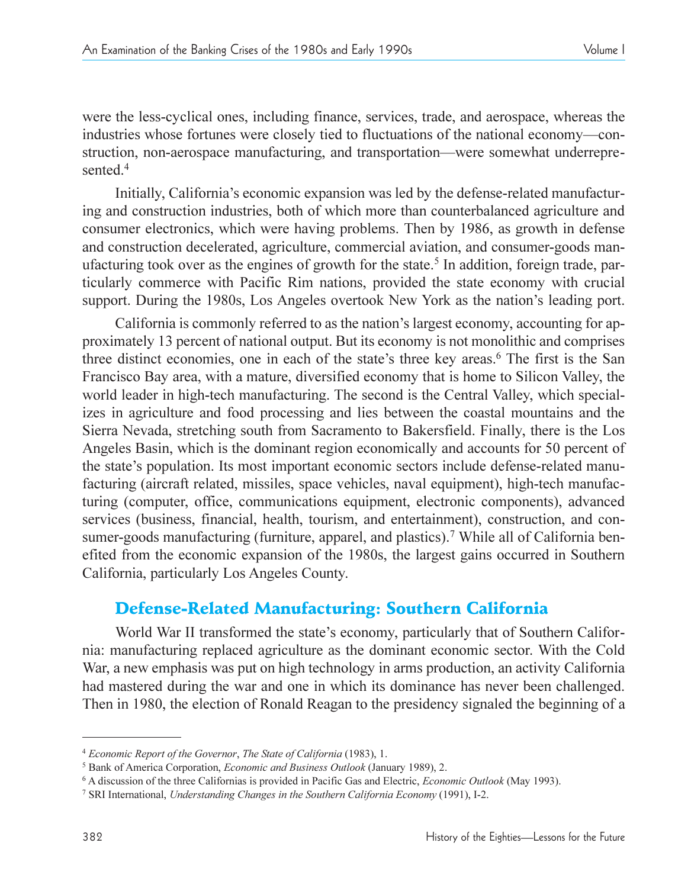were the less-cyclical ones, including finance, services, trade, and aerospace, whereas the industries whose fortunes were closely tied to fluctuations of the national economy—construction, non-aerospace manufacturing, and transportation—were somewhat underrepresented.[4]

Initially, California's economic expansion was led by the defense-related manufacturing and construction industries, both of which more than counterbalanced agriculture and consumer electronics, which were having problems. Then by 1986, as growth in defense and construction decelerated, agriculture, commercial aviation, and consumer-goods manufacturing took over as the engines of growth for the state.[5] In addition, foreign trade, particularly commerce with Pacific Rim nations, provided the state economy with crucial support. During the 1980s, Los Angeles overtook New York as the nation's leading port.

California is commonly referred to as the nation's largest economy, accounting for approximately 13 percent of national output. But its economy is not monolithic and comprises three distinct economies, one in each of the state's three key areas.[6] The first is the San Francisco Bay area, with a mature, diversified economy that is home to Silicon Valley, the world leader in high-tech manufacturing. The second is the Central Valley, which specializes in agriculture and food processing and lies between the coastal mountains and the Sierra Nevada, stretching south from Sacramento to Bakersfield. Finally, there is the Los Angeles Basin, which is the dominant region economically and accounts for 50 percent of the state's population. Its most important economic sectors include defense-related manufacturing (aircraft related, missiles, space vehicles, naval equipment), high-tech manufacturing (computer, office, communications equipment, electronic components), advanced services (business, financial, health, tourism, and entertainment), construction, and consumer-goods manufacturing (furniture, apparel, and plastics).[7] While all of California benefited from the economic expansion of the 1980s, the largest gains occurred in Southern California, particularly Los Angeles County.

## Defense-Related Manufacturing: Southern California

World War II transformed the state's economy, particularly that of Southern California: manufacturing replaced agriculture as the dominant economic sector. With the Cold War, a new emphasis was put on high technology in arms production, an activity California had mastered during the war and one in which its dominance has never been challenged. Then in 1980, the election of Ronald Reagan to the presidency signaled the beginning of a

---

[4] *Economic Report of the Governor*, *The State of California* (1983), 1.

[5] Bank of America Corporation, *Economic and Business Outlook* (January 1989), 2.

[6] A discussion of the three Californias is provided in Pacific Gas and Electric, *Economic Outlook* (May 1993).

[7] SRI International, *Understanding Changes in the Southern California Economy* (1991), I-2.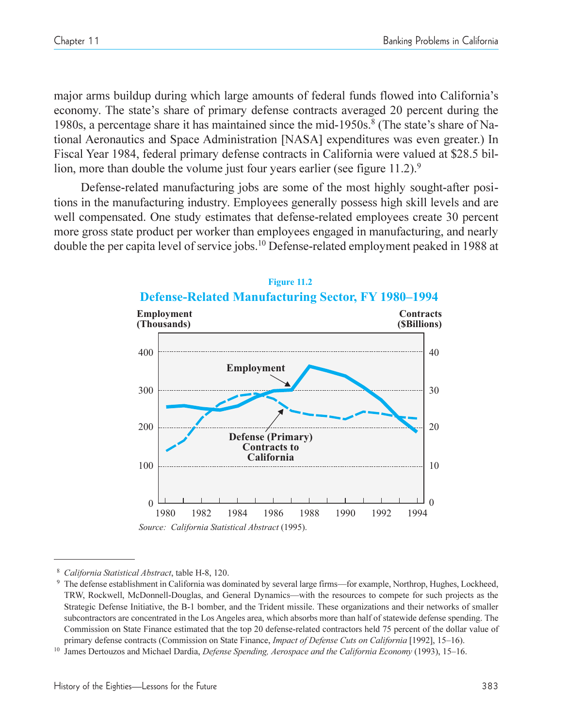major arms buildup during which large amounts of federal funds flowed into California's economy. The state's share of primary defense contracts averaged 20 percent during the 1980s, a percentage share it has maintained since the mid-1950s.[8] (The state's share of National Aeronautics and Space Administration [NASA] expenditures was even greater.) In Fiscal Year 1984, federal primary defense contracts in California were valued at $28.5 billion, more than double the volume just four years earlier (see figure 11.2).[9]

Defense-related manufacturing jobs are some of the most highly sought-after positions in the manufacturing industry. Employees generally possess high skill levels and are well compensated. One study estimates that defense-related employees create 30 percent more gross state product per worker than employees engaged in manufacturing, and nearly double the per capita level of service jobs.[10] Defense-related employment peaked in 1988 at

**Figure 11.2**

**Defense-Related Manufacturing Sector, FY 1980–1994**

Employment (Thousands) | Contracts ($Billions)

Employment

Defense (Primary) Contracts to California

*Source: California Statistical Abstract* (1995).

---

[8] *California Statistical Abstract*, table H-8, 120.

[9] The defense establishment in California was dominated by several large firms—for example, Northrop, Hughes, Lockheed, TRW, Rockwell, McDonnell-Douglas, and General Dynamics—with the resources to compete for such projects as the Strategic Defense Initiative, the B-1 bomber, and the Trident missile. These organizations and their networks of smaller subcontractors are concentrated in the Los Angeles area, which absorbs more than half of statewide defense spending. The Commission on State Finance estimated that the top 20 defense-related contractors held 75 percent of the dollar value of primary defense contracts (Commission on State Finance, *Impact of Defense Cuts on California* [1992], 15–16).

[10] James Dertouzos and Michael Dardia, *Defense Spending, Aerospace and the California Economy* (1993), 15–16.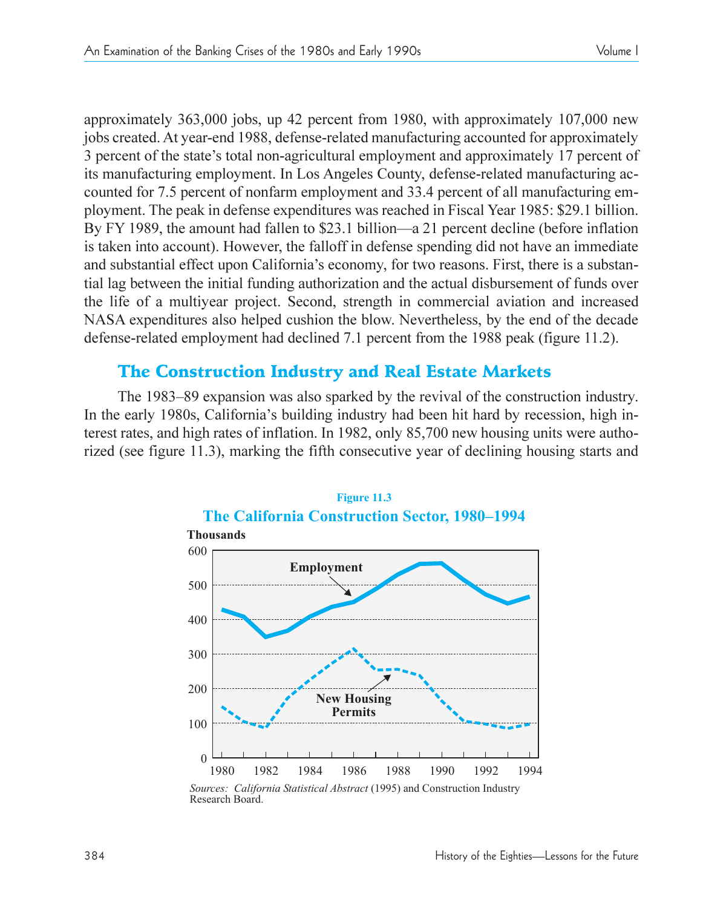approximately 363,000 jobs, up 42 percent from 1980, with approximately 107,000 new jobs created. At year-end 1988, defense-related manufacturing accounted for approximately 3 percent of the state's total non-agricultural employment and approximately 17 percent of its manufacturing employment. In Los Angeles County, defense-related manufacturing accounted for 7.5 percent of nonfarm employment and 33.4 percent of all manufacturing employment. The peak in defense expenditures was reached in Fiscal Year 1985: $29.1 billion. By FY 1989, the amount had fallen to $23.1 billion—a 21 percent decline (before inflation is taken into account). However, the falloff in defense spending did not have an immediate and substantial effect upon California's economy, for two reasons. First, there is a substantial lag between the initial funding authorization and the actual disbursement of funds over the life of a multiyear project. Second, strength in commercial aviation and increased NASA expenditures also helped cushion the blow. Nevertheless, by the end of the decade defense-related employment had declined 7.1 percent from the 1988 peak (figure 11.2).

## The Construction Industry and Real Estate Markets

The 1983–89 expansion was also sparked by the revival of the construction industry. In the early 1980s, California's building industry had been hit hard by recession, high interest rates, and high rates of inflation. In 1982, only 85,700 new housing units were authorized (see figure 11.3), marking the fifth consecutive year of declining housing starts and

**Figure 11.3**

**The California Construction Sector, 1980–1994**

*Sources: California Statistical Abstract* (1995) and Construction Industry Research Board.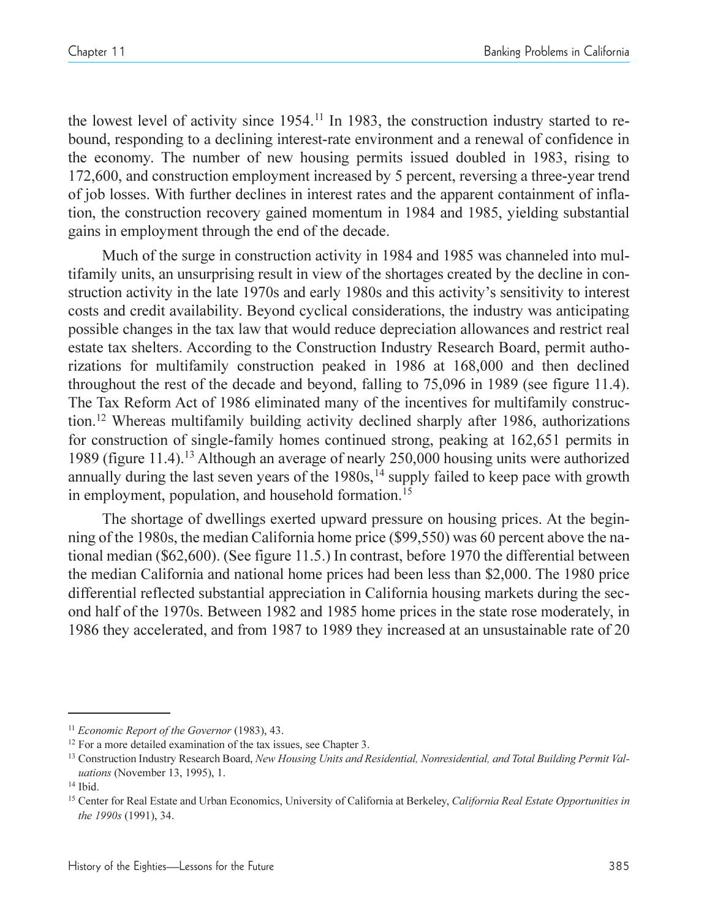the lowest level of activity since 1954.[11] In 1983, the construction industry started to rebound, responding to a declining interest-rate environment and a renewal of confidence in the economy. The number of new housing permits issued doubled in 1983, rising to 172,600, and construction employment increased by 5 percent, reversing a three-year trend of job losses. With further declines in interest rates and the apparent containment of inflation, the construction recovery gained momentum in 1984 and 1985, yielding substantial gains in employment through the end of the decade.

Much of the surge in construction activity in 1984 and 1985 was channeled into multifamily units, an unsurprising result in view of the shortages created by the decline in construction activity in the late 1970s and early 1980s and this activity's sensitivity to interest costs and credit availability. Beyond cyclical considerations, the industry was anticipating possible changes in the tax law that would reduce depreciation allowances and restrict real estate tax shelters. According to the Construction Industry Research Board, permit authorizations for multifamily construction peaked in 1986 at 168,000 and then declined throughout the rest of the decade and beyond, falling to 75,096 in 1989 (see figure 11.4). The Tax Reform Act of 1986 eliminated many of the incentives for multifamily construction.[12] Whereas multifamily building activity declined sharply after 1986, authorizations for construction of single-family homes continued strong, peaking at 162,651 permits in 1989 (figure 11.4).[13] Although an average of nearly 250,000 housing units were authorized annually during the last seven years of the 1980s,[14] supply failed to keep pace with growth in employment, population, and household formation.[15]

The shortage of dwellings exerted upward pressure on housing prices. At the beginning of the 1980s, the median California home price ($99,550) was 60 percent above the national median ($62,600). (See figure 11.5.) In contrast, before 1970 the differential between the median California and national home prices had been less than $2,000. The 1980 price differential reflected substantial appreciation in California housing markets during the second half of the 1970s. Between 1982 and 1985 home prices in the state rose moderately, in 1986 they accelerated, and from 1987 to 1989 they increased at an unsustainable rate of 20

---

[11] *Economic Report of the Governor* (1983), 43.

[12] For a more detailed examination of the tax issues, see Chapter 3.

[13] Construction Industry Research Board, *New Housing Units and Residential, Nonresidential, and Total Building Permit Valuations* (November 13, 1995), 1.

[14] Ibid.

[15] Center for Real Estate and Urban Economics, University of California at Berkeley, *California Real Estate Opportunities in the 1990s* (1991), 34.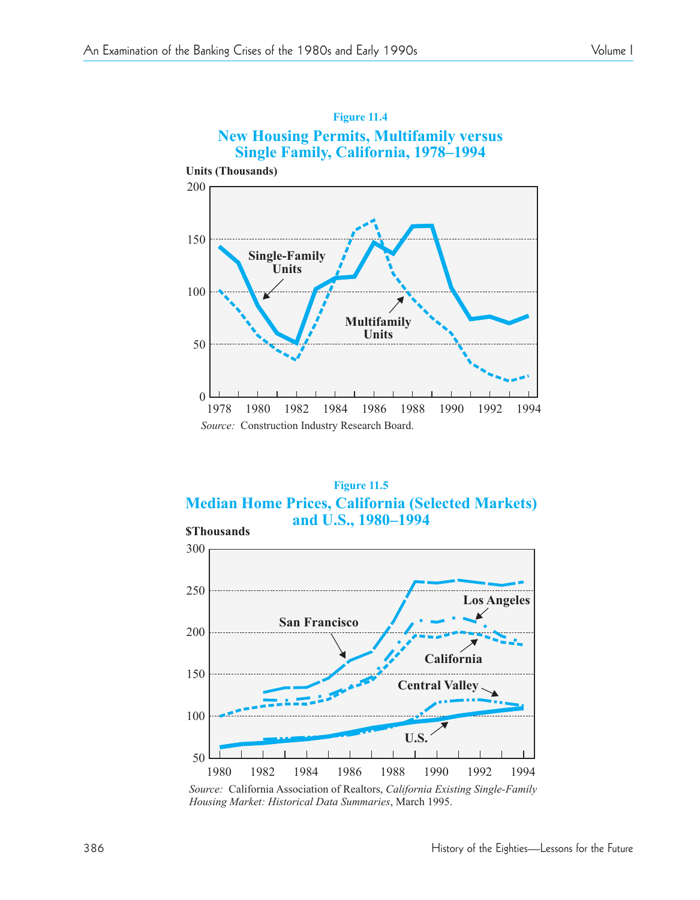Figure 11.4

**New Housing Permits, Multifamily versus Single Family, California, 1978–1994**

Units (Thousands)

Source: Construction Industry Research Board.

Figure 11.5

**Median Home Prices, California (Selected Markets) and U.S., 1980–1994**

$Thousands

*Source:* California Association of Realtors, *California Existing Single-Family Housing Market: Historical Data Summaries*, March 1995.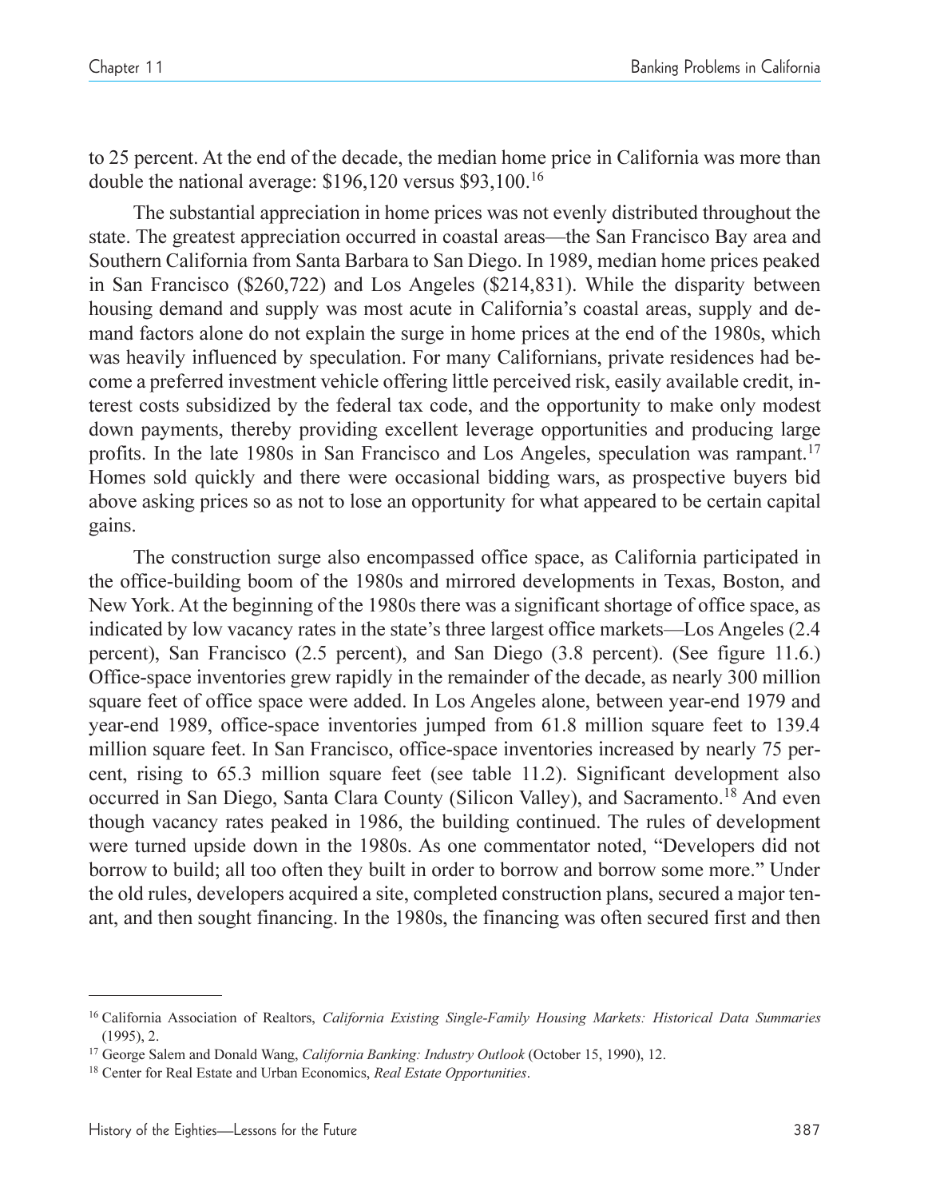to 25 percent. At the end of the decade, the median home price in California was more than double the national average: $196,120 versus $93,100.[16]

The substantial appreciation in home prices was not evenly distributed throughout the state. The greatest appreciation occurred in coastal areas—the San Francisco Bay area and Southern California from Santa Barbara to San Diego. In 1989, median home prices peaked in San Francisco ($260,722) and Los Angeles ($214,831). While the disparity between housing demand and supply was most acute in California's coastal areas, supply and demand factors alone do not explain the surge in home prices at the end of the 1980s, which was heavily influenced by speculation. For many Californians, private residences had become a preferred investment vehicle offering little perceived risk, easily available credit, interest costs subsidized by the federal tax code, and the opportunity to make only modest down payments, thereby providing excellent leverage opportunities and producing large profits. In the late 1980s in San Francisco and Los Angeles, speculation was rampant.[17] Homes sold quickly and there were occasional bidding wars, as prospective buyers bid above asking prices so as not to lose an opportunity for what appeared to be certain capital gains.

The construction surge also encompassed office space, as California participated in the office-building boom of the 1980s and mirrored developments in Texas, Boston, and New York. At the beginning of the 1980s there was a significant shortage of office space, as indicated by low vacancy rates in the state's three largest office markets—Los Angeles (2.4 percent), San Francisco (2.5 percent), and San Diego (3.8 percent). (See figure 11.6.) Office-space inventories grew rapidly in the remainder of the decade, as nearly 300 million square feet of office space were added. In Los Angeles alone, between year-end 1979 and year-end 1989, office-space inventories jumped from 61.8 million square feet to 139.4 million square feet. In San Francisco, office-space inventories increased by nearly 75 percent, rising to 65.3 million square feet (see table 11.2). Significant development also occurred in San Diego, Santa Clara County (Silicon Valley), and Sacramento.[18] And even though vacancy rates peaked in 1986, the building continued. The rules of development were turned upside down in the 1980s. As one commentator noted, "Developers did not borrow to build; all too often they built in order to borrow and borrow some more." Under the old rules, developers acquired a site, completed construction plans, secured a major tenant, and then sought financing. In the 1980s, the financing was often secured first and then

---

[16] California Association of Realtors, *California Existing Single-Family Housing Markets: Historical Data Summaries* (1995), 2.

[17] George Salem and Donald Wang, *California Banking: Industry Outlook* (October 15, 1990), 12.

[18] Center for Real Estate and Urban Economics, *Real Estate Opportunities*.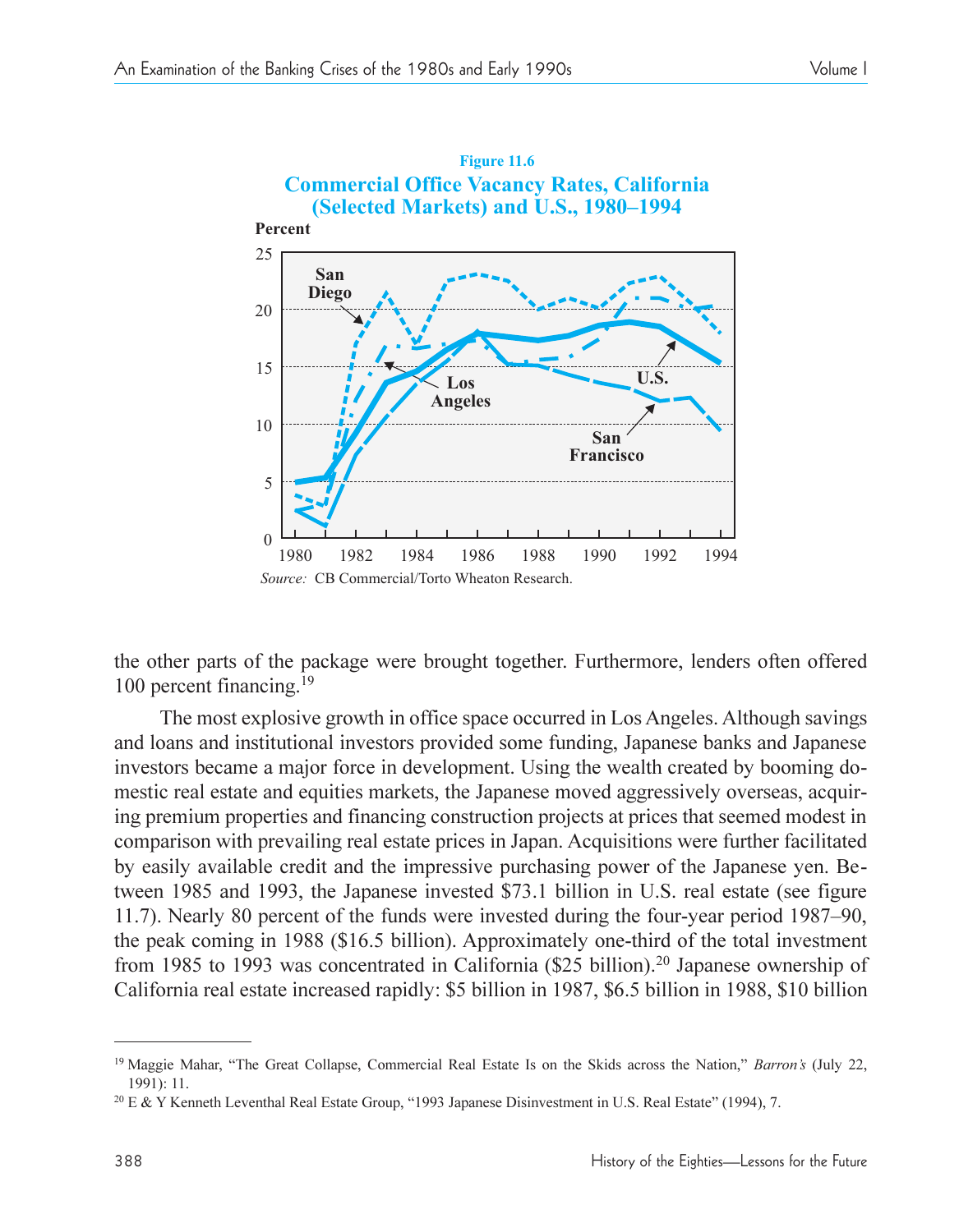**Figure 11.6**

**Commercial Office Vacancy Rates, California (Selected Markets) and U.S., 1980–1994**

*Source:* CB Commercial/Torto Wheaton Research.

the other parts of the package were brought together. Furthermore, lenders often offered 100 percent financing.[19]

The most explosive growth in office space occurred in Los Angeles. Although savings and loans and institutional investors provided some funding, Japanese banks and Japanese investors became a major force in development. Using the wealth created by booming domestic real estate and equities markets, the Japanese moved aggressively overseas, acquiring premium properties and financing construction projects at prices that seemed modest in comparison with prevailing real estate prices in Japan. Acquisitions were further facilitated by easily available credit and the impressive purchasing power of the Japanese yen. Between 1985 and 1993, the Japanese invested $73.1 billion in U.S. real estate (see figure 11.7). Nearly 80 percent of the funds were invested during the four-year period 1987–90, the peak coming in 1988 ($16.5 billion). Approximately one-third of the total investment from 1985 to 1993 was concentrated in California ($25 billion).[20] Japanese ownership of California real estate increased rapidly: $5 billion in 1987, $6.5 billion in 1988, $10 billion

---

[19] Maggie Mahar, "The Great Collapse, Commercial Real Estate Is on the Skids across the Nation," *Barron's* (July 22, 1991): 11.

[20] E & Y Kenneth Leventhal Real Estate Group, "1993 Japanese Disinvestment in U.S. Real Estate" (1994), 7.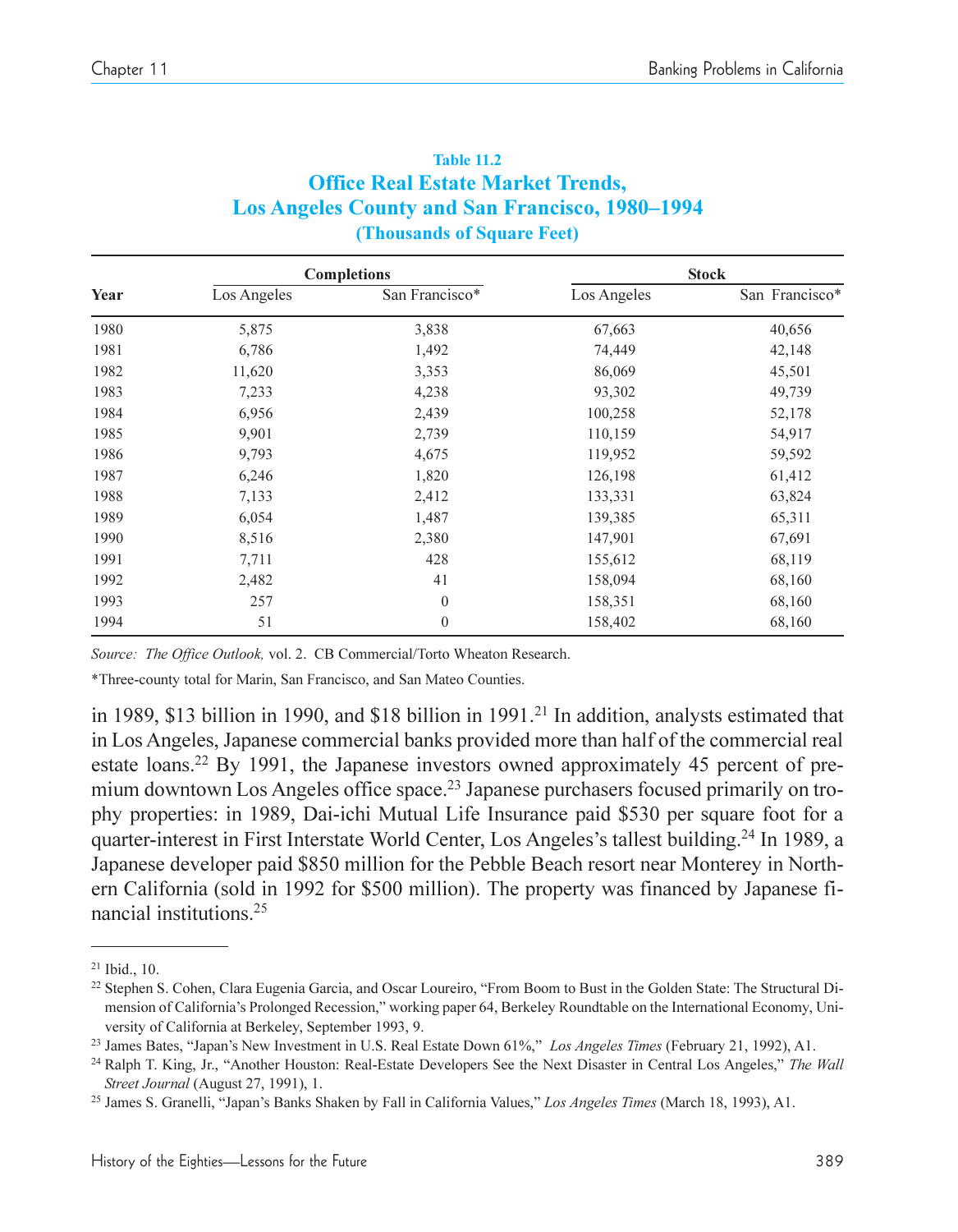**Table 11.2**

**Office Real Estate Market Trends, Los Angeles County and San Francisco, 1980–1994 (Thousands of Square Feet)**

| Year | Completions | | Stock | |
|---|---|---|---|---|
| | Los Angeles | San Francisco* | Los Angeles | San Francisco* |
| 1980 | 5,875 | 3,838 | 67,663 | 40,656 |
| 1981 | 6,786 | 1,492 | 74,449 | 42,148 |
| 1982 | 11,620 | 3,353 | 86,069 | 45,501 |
| 1983 | 7,233 | 4,238 | 93,302 | 49,739 |
| 1984 | 6,956 | 2,439 | 100,258 | 52,178 |
| 1985 | 9,901 | 2,739 | 110,159 | 54,917 |
| 1986 | 9,793 | 4,675 | 119,952 | 59,592 |
| 1987 | 6,246 | 1,820 | 126,198 | 61,412 |
| 1988 | 7,133 | 2,412 | 133,331 | 63,824 |
| 1989 | 6,054 | 1,487 | 139,385 | 65,311 |
| 1990 | 8,516 | 2,380 | 147,901 | 67,691 |
| 1991 | 7,711 | 428 | 155,612 | 68,119 |
| 1992 | 2,482 | 41 | 158,094 | 68,160 |
| 1993 | 257 | 0 | 158,351 | 68,160 |
| 1994 | 51 | 0 | 158,402 | 68,160 |

*Source: The Office Outlook,* vol. 2. CB Commercial/Torto Wheaton Research.

*Three-county total for Marin, San Francisco, and San Mateo Counties.

in 1989, $13 billion in 1990, and $18 billion in 1991.[21] In addition, analysts estimated that in Los Angeles, Japanese commercial banks provided more than half of the commercial real estate loans.[22] By 1991, the Japanese investors owned approximately 45 percent of premium downtown Los Angeles office space.[23] Japanese purchasers focused primarily on trophy properties: in 1989, Dai-ichi Mutual Life Insurance paid $530 per square foot for a quarter-interest in First Interstate World Center, Los Angeles's tallest building.[24] In 1989, a Japanese developer paid $850 million for the Pebble Beach resort near Monterey in Northern California (sold in 1992 for $500 million). The property was financed by Japanese financial institutions.[25]

---

[21] Ibid., 10.

[22] Stephen S. Cohen, Clara Eugenia Garcia, and Oscar Loureiro, "From Boom to Bust in the Golden State: The Structural Dimension of California's Prolonged Recession," working paper 64, Berkeley Roundtable on the International Economy, University of California at Berkeley, September 1993, 9.

[23] James Bates, "Japan's New Investment in U.S. Real Estate Down 61%," *Los Angeles Times* (February 21, 1992), A1.

[24] Ralph T. King, Jr., "Another Houston: Real-Estate Developers See the Next Disaster in Central Los Angeles," *The Wall Street Journal* (August 27, 1991), 1.

[25] James S. Granelli, "Japan's Banks Shaken by Fall in California Values," *Los Angeles Times* (March 18, 1993), A1.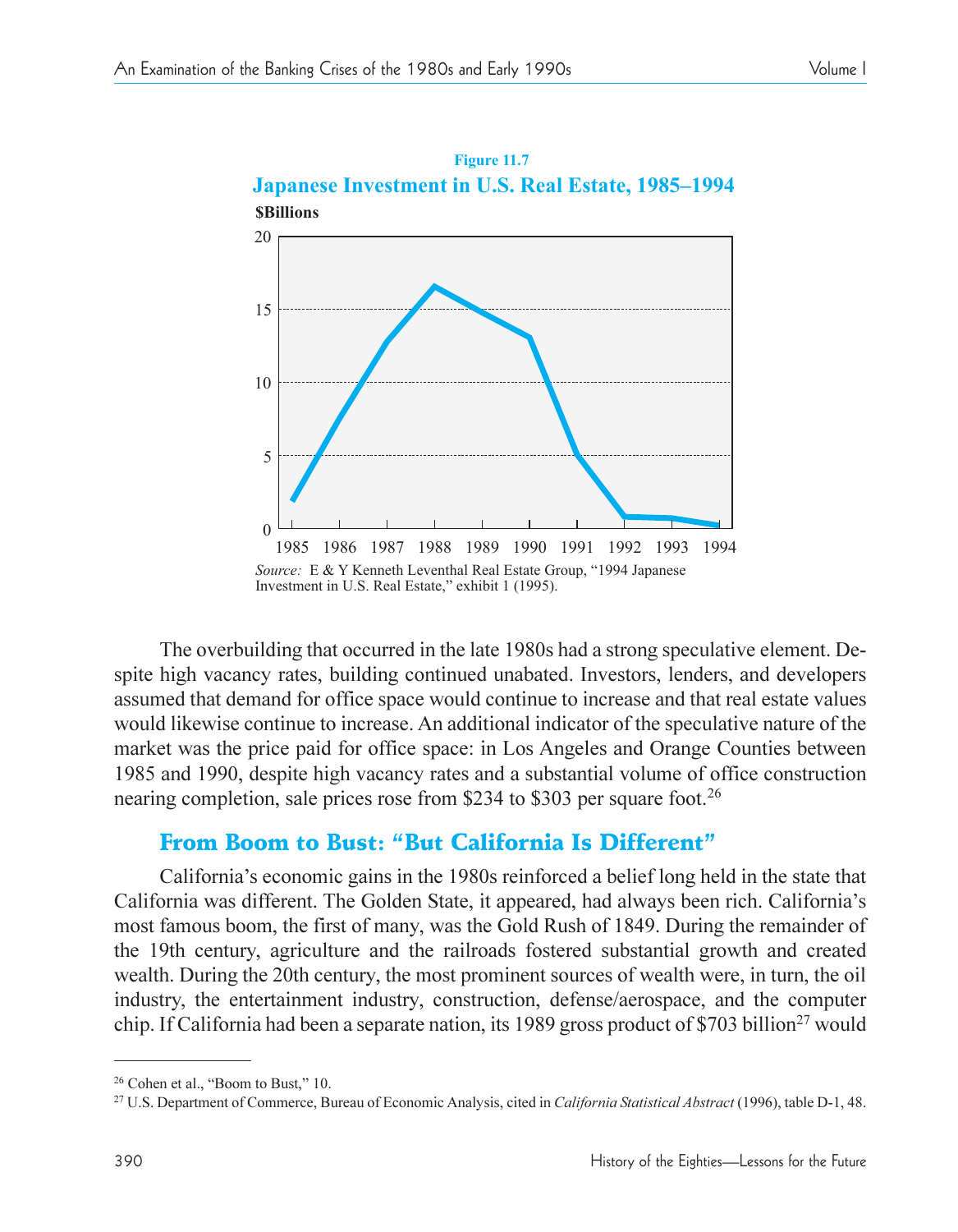**Figure 11.7**

**Japanese Investment in U.S. Real Estate, 1985–1994**

*Source:* E & Y Kenneth Leventhal Real Estate Group, "1994 Japanese Investment in U.S. Real Estate," exhibit 1 (1995).

The overbuilding that occurred in the late 1980s had a strong speculative element. Despite high vacancy rates, building continued unabated. Investors, lenders, and developers assumed that demand for office space would continue to increase and that real estate values would likewise continue to increase. An additional indicator of the speculative nature of the market was the price paid for office space: in Los Angeles and Orange Counties between 1985 and 1990, despite high vacancy rates and a substantial volume of office construction nearing completion, sale prices rose from $234 to $303 per square foot.[26]

## From Boom to Bust: "But California Is Different"

California's economic gains in the 1980s reinforced a belief long held in the state that California was different. The Golden State, it appeared, had always been rich. California's most famous boom, the first of many, was the Gold Rush of 1849. During the remainder of the 19th century, agriculture and the railroads fostered substantial growth and created wealth. During the 20th century, the most prominent sources of wealth were, in turn, the oil industry, the entertainment industry, construction, defense/aerospace, and the computer chip. If California had been a separate nation, its 1989 gross product of $703 billion[27] would

---

[26] Cohen et al., "Boom to Bust," 10.

[27] U.S. Department of Commerce, Bureau of Economic Analysis, cited in *California Statistical Abstract* (1996), table D-1, 48.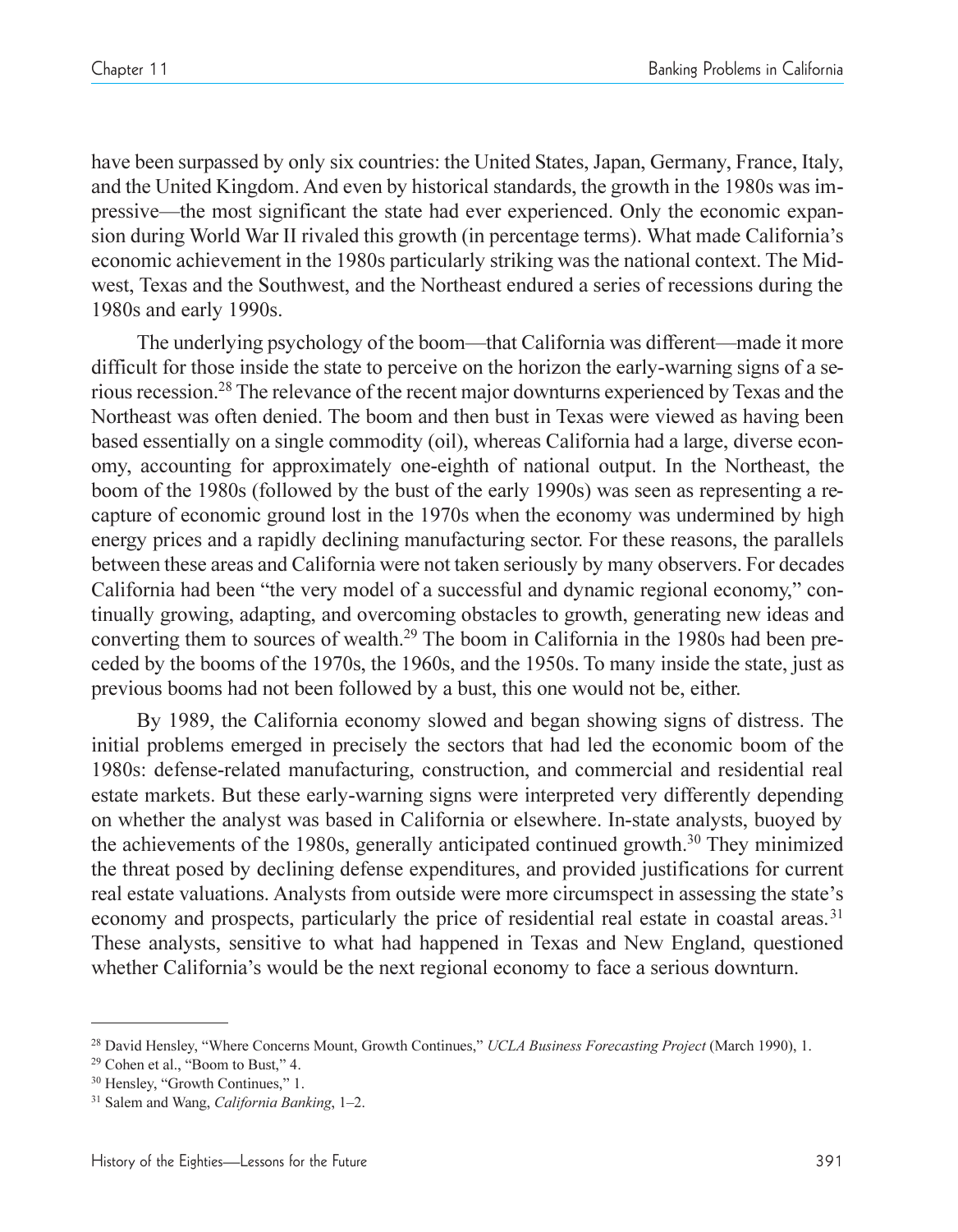have been surpassed by only six countries: the United States, Japan, Germany, France, Italy, and the United Kingdom. And even by historical standards, the growth in the 1980s was impressive—the most significant the state had ever experienced. Only the economic expansion during World War II rivaled this growth (in percentage terms). What made California's economic achievement in the 1980s particularly striking was the national context. The Midwest, Texas and the Southwest, and the Northeast endured a series of recessions during the 1980s and early 1990s.

The underlying psychology of the boom—that California was different—made it more difficult for those inside the state to perceive on the horizon the early-warning signs of a serious recession.[28] The relevance of the recent major downturns experienced by Texas and the Northeast was often denied. The boom and then bust in Texas were viewed as having been based essentially on a single commodity (oil), whereas California had a large, diverse economy, accounting for approximately one-eighth of national output. In the Northeast, the boom of the 1980s (followed by the bust of the early 1990s) was seen as representing a recapture of economic ground lost in the 1970s when the economy was undermined by high energy prices and a rapidly declining manufacturing sector. For these reasons, the parallels between these areas and California were not taken seriously by many observers. For decades California had been "the very model of a successful and dynamic regional economy," continually growing, adapting, and overcoming obstacles to growth, generating new ideas and converting them to sources of wealth.[29] The boom in California in the 1980s had been preceded by the booms of the 1970s, the 1960s, and the 1950s. To many inside the state, just as previous booms had not been followed by a bust, this one would not be, either.

By 1989, the California economy slowed and began showing signs of distress. The initial problems emerged in precisely the sectors that had led the economic boom of the 1980s: defense-related manufacturing, construction, and commercial and residential real estate markets. But these early-warning signs were interpreted very differently depending on whether the analyst was based in California or elsewhere. In-state analysts, buoyed by the achievements of the 1980s, generally anticipated continued growth.[30] They minimized the threat posed by declining defense expenditures, and provided justifications for current real estate valuations. Analysts from outside were more circumspect in assessing the state's economy and prospects, particularly the price of residential real estate in coastal areas.[31] These analysts, sensitive to what had happened in Texas and New England, questioned whether California's would be the next regional economy to face a serious downturn.

---

[28] David Hensley, "Where Concerns Mount, Growth Continues," *UCLA Business Forecasting Project* (March 1990), 1.

[29] Cohen et al., "Boom to Bust," 4.

[30] Hensley, "Growth Continues," 1.

[31] Salem and Wang, *California Banking*, 1–2.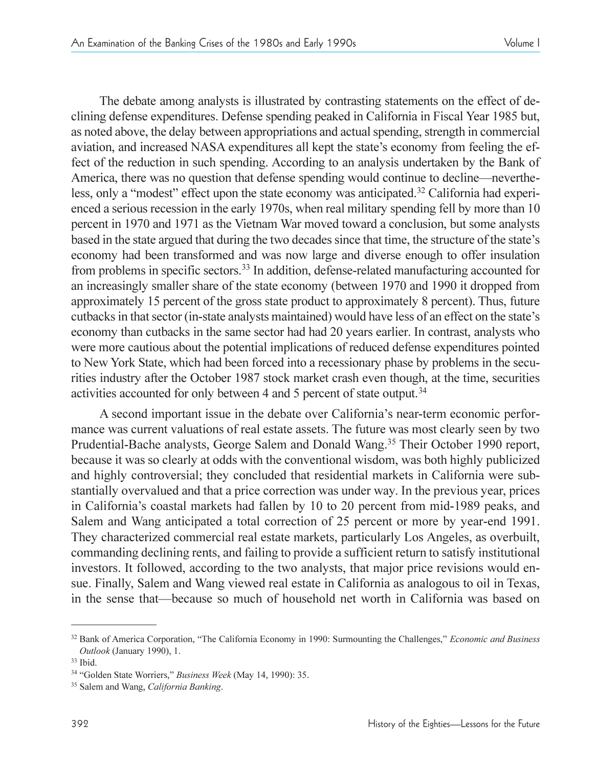The debate among analysts is illustrated by contrasting statements on the effect of declining defense expenditures. Defense spending peaked in California in Fiscal Year 1985 but, as noted above, the delay between appropriations and actual spending, strength in commercial aviation, and increased NASA expenditures all kept the state's economy from feeling the effect of the reduction in such spending. According to an analysis undertaken by the Bank of America, there was no question that defense spending would continue to decline—nevertheless, only a "modest" effect upon the state economy was anticipated.[32] California had experienced a serious recession in the early 1970s, when real military spending fell by more than 10 percent in 1970 and 1971 as the Vietnam War moved toward a conclusion, but some analysts based in the state argued that during the two decades since that time, the structure of the state's economy had been transformed and was now large and diverse enough to offer insulation from problems in specific sectors.[33] In addition, defense-related manufacturing accounted for an increasingly smaller share of the state economy (between 1970 and 1990 it dropped from approximately 15 percent of the gross state product to approximately 8 percent). Thus, future cutbacks in that sector (in-state analysts maintained) would have less of an effect on the state's economy than cutbacks in the same sector had had 20 years earlier. In contrast, analysts who were more cautious about the potential implications of reduced defense expenditures pointed to New York State, which had been forced into a recessionary phase by problems in the securities industry after the October 1987 stock market crash even though, at the time, securities activities accounted for only between 4 and 5 percent of state output.[34]

A second important issue in the debate over California's near-term economic performance was current valuations of real estate assets. The future was most clearly seen by two Prudential-Bache analysts, George Salem and Donald Wang.[35] Their October 1990 report, because it was so clearly at odds with the conventional wisdom, was both highly publicized and highly controversial; they concluded that residential markets in California were substantially overvalued and that a price correction was under way. In the previous year, prices in California's coastal markets had fallen by 10 to 20 percent from mid-1989 peaks, and Salem and Wang anticipated a total correction of 25 percent or more by year-end 1991. They characterized commercial real estate markets, particularly Los Angeles, as overbuilt, commanding declining rents, and failing to provide a sufficient return to satisfy institutional investors. It followed, according to the two analysts, that major price revisions would ensue. Finally, Salem and Wang viewed real estate in California as analogous to oil in Texas, in the sense that—because so much of household net worth in California was based on

---

[32] Bank of America Corporation, "The California Economy in 1990: Surmounting the Challenges," *Economic and Business Outlook* (January 1990), 1.

[33] Ibid.

[34] "Golden State Worriers," *Business Week* (May 14, 1990): 35.

[35] Salem and Wang, *California Banking*.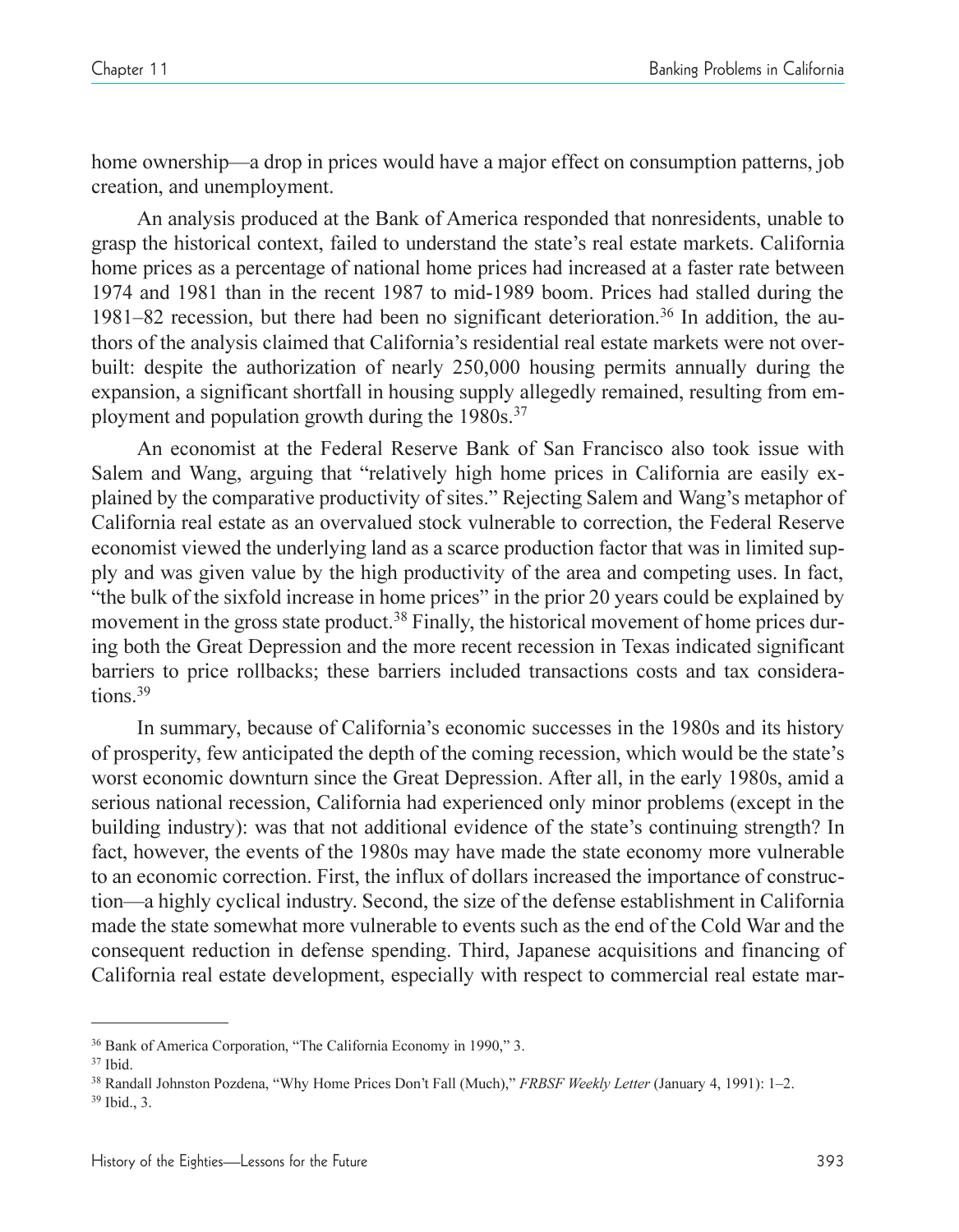home ownership—a drop in prices would have a major effect on consumption patterns, job creation, and unemployment.

An analysis produced at the Bank of America responded that nonresidents, unable to grasp the historical context, failed to understand the state's real estate markets. California home prices as a percentage of national home prices had increased at a faster rate between 1974 and 1981 than in the recent 1987 to mid-1989 boom. Prices had stalled during the 1981–82 recession, but there had been no significant deterioration.[36] In addition, the authors of the analysis claimed that California's residential real estate markets were not overbuilt: despite the authorization of nearly 250,000 housing permits annually during the expansion, a significant shortfall in housing supply allegedly remained, resulting from employment and population growth during the 1980s.[37]

An economist at the Federal Reserve Bank of San Francisco also took issue with Salem and Wang, arguing that "relatively high home prices in California are easily explained by the comparative productivity of sites." Rejecting Salem and Wang's metaphor of California real estate as an overvalued stock vulnerable to correction, the Federal Reserve economist viewed the underlying land as a scarce production factor that was in limited supply and was given value by the high productivity of the area and competing uses. In fact, "the bulk of the sixfold increase in home prices" in the prior 20 years could be explained by movement in the gross state product.[38] Finally, the historical movement of home prices during both the Great Depression and the more recent recession in Texas indicated significant barriers to price rollbacks; these barriers included transactions costs and tax considerations.[39]

In summary, because of California's economic successes in the 1980s and its history of prosperity, few anticipated the depth of the coming recession, which would be the state's worst economic downturn since the Great Depression. After all, in the early 1980s, amid a serious national recession, California had experienced only minor problems (except in the building industry): was that not additional evidence of the state's continuing strength? In fact, however, the events of the 1980s may have made the state economy more vulnerable to an economic correction. First, the influx of dollars increased the importance of construction—a highly cyclical industry. Second, the size of the defense establishment in California made the state somewhat more vulnerable to events such as the end of the Cold War and the consequent reduction in defense spending. Third, Japanese acquisitions and financing of California real estate development, especially with respect to commercial real estate mar-

---

[36] Bank of America Corporation, "The California Economy in 1990," 3.

[37] Ibid.

[38] Randall Johnston Pozdena, "Why Home Prices Don't Fall (Much)," *FRBSF Weekly Letter* (January 4, 1991): 1–2.

[39] Ibid., 3.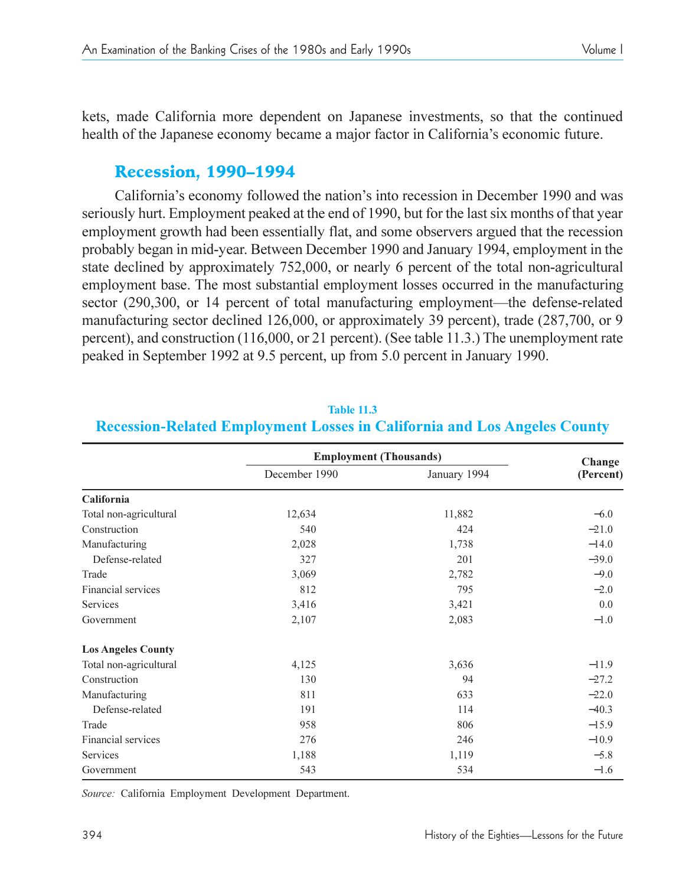kets, made California more dependent on Japanese investments, so that the continued health of the Japanese economy became a major factor in California's economic future.

## Recession, 1990–1994

California's economy followed the nation's into recession in December 1990 and was seriously hurt. Employment peaked at the end of 1990, but for the last six months of that year employment growth had been essentially flat, and some observers argued that the recession probably began in mid-year. Between December 1990 and January 1994, employment in the state declined by approximately 752,000, or nearly 6 percent of the total non-agricultural employment base. The most substantial employment losses occurred in the manufacturing sector (290,300, or 14 percent of total manufacturing employment—the defense-related manufacturing sector declined 126,000, or approximately 39 percent), trade (287,700, or 9 percent), and construction (116,000, or 21 percent). (See table 11.3.) The unemployment rate peaked in September 1992 at 9.5 percent, up from 5.0 percent in January 1990.

**Table 11.3**
**Recession-Related Employment Losses in California and Los Angeles County**

| | Employment (Thousands) | | Change (Percent) |
|---|---|---|---|
| | December 1990 | January 1994 | |
| **California** | | | |
| Total non-agricultural | 12,634 | 11,882 | −6.0 |
| Construction | 540 | 424 | −21.0 |
| Manufacturing | 2,028 | 1,738 | −14.0 |
| Defense-related | 327 | 201 | −39.0 |
| Trade | 3,069 | 2,782 | −9.0 |
| Financial services | 812 | 795 | −2.0 |
| Services | 3,416 | 3,421 | 0.0 |
| Government | 2,107 | 2,083 | −1.0 |
| **Los Angeles County** | | | |
| Total non-agricultural | 4,125 | 3,636 | −11.9 |
| Construction | 130 | 94 | −27.2 |
| Manufacturing | 811 | 633 | −22.0 |
| Defense-related | 191 | 114 | −40.3 |
| Trade | 958 | 806 | −15.9 |
| Financial services | 276 | 246 | −10.9 |
| Services | 1,188 | 1,119 | −5.8 |
| Government | 543 | 534 | −1.6 |

*Source:* California Employment Development Department.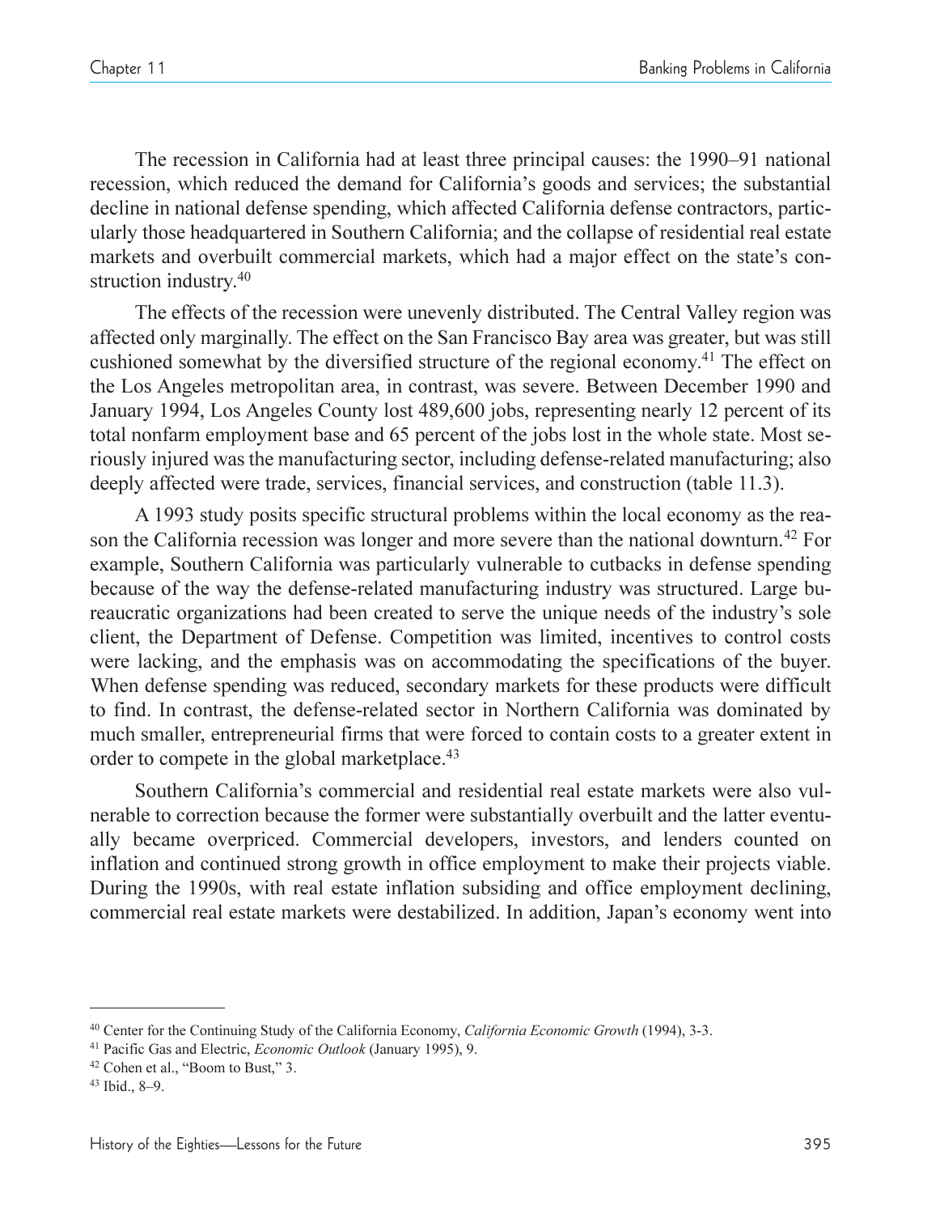The recession in California had at least three principal causes: the 1990–91 national recession, which reduced the demand for California's goods and services; the substantial decline in national defense spending, which affected California defense contractors, particularly those headquartered in Southern California; and the collapse of residential real estate markets and overbuilt commercial markets, which had a major effect on the state's construction industry.[40]

The effects of the recession were unevenly distributed. The Central Valley region was affected only marginally. The effect on the San Francisco Bay area was greater, but was still cushioned somewhat by the diversified structure of the regional economy.[41] The effect on the Los Angeles metropolitan area, in contrast, was severe. Between December 1990 and January 1994, Los Angeles County lost 489,600 jobs, representing nearly 12 percent of its total nonfarm employment base and 65 percent of the jobs lost in the whole state. Most seriously injured was the manufacturing sector, including defense-related manufacturing; also deeply affected were trade, services, financial services, and construction (table 11.3).

A 1993 study posits specific structural problems within the local economy as the reason the California recession was longer and more severe than the national downturn.[42] For example, Southern California was particularly vulnerable to cutbacks in defense spending because of the way the defense-related manufacturing industry was structured. Large bureaucratic organizations had been created to serve the unique needs of the industry's sole client, the Department of Defense. Competition was limited, incentives to control costs were lacking, and the emphasis was on accommodating the specifications of the buyer. When defense spending was reduced, secondary markets for these products were difficult to find. In contrast, the defense-related sector in Northern California was dominated by much smaller, entrepreneurial firms that were forced to contain costs to a greater extent in order to compete in the global marketplace.[43]

Southern California's commercial and residential real estate markets were also vulnerable to correction because the former were substantially overbuilt and the latter eventually became overpriced. Commercial developers, investors, and lenders counted on inflation and continued strong growth in office employment to make their projects viable. During the 1990s, with real estate inflation subsiding and office employment declining, commercial real estate markets were destabilized. In addition, Japan's economy went into

---

[40] Center for the Continuing Study of the California Economy, *California Economic Growth* (1994), 3-3.

[41] Pacific Gas and Electric, *Economic Outlook* (January 1995), 9.

[42] Cohen et al., "Boom to Bust," 3.

[43] Ibid., 8–9.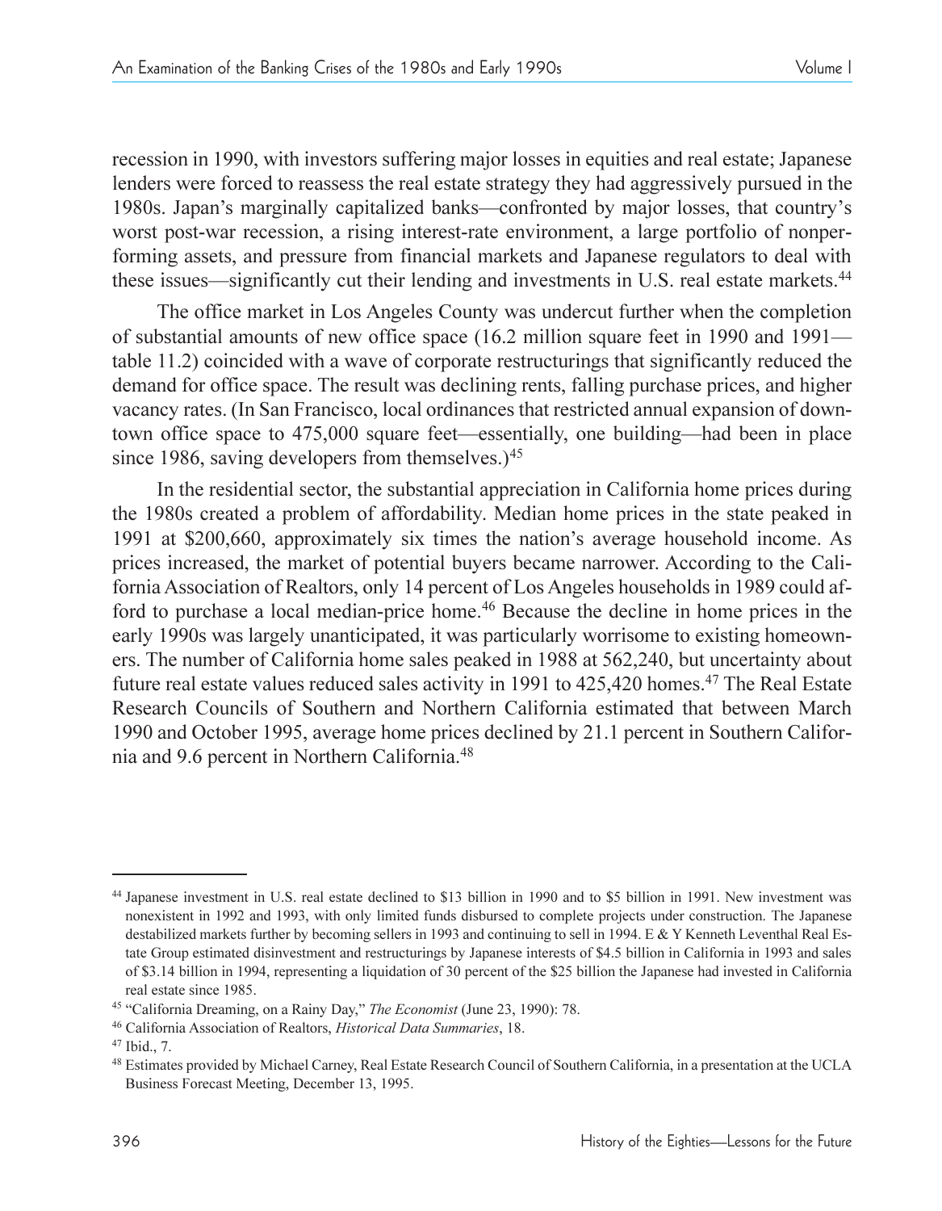recession in 1990, with investors suffering major losses in equities and real estate; Japanese lenders were forced to reassess the real estate strategy they had aggressively pursued in the 1980s. Japan's marginally capitalized banks—confronted by major losses, that country's worst post-war recession, a rising interest-rate environment, a large portfolio of nonperforming assets, and pressure from financial markets and Japanese regulators to deal with these issues—significantly cut their lending and investments in U.S. real estate markets.[44]

The office market in Los Angeles County was undercut further when the completion of substantial amounts of new office space (16.2 million square feet in 1990 and 1991—table 11.2) coincided with a wave of corporate restructurings that significantly reduced the demand for office space. The result was declining rents, falling purchase prices, and higher vacancy rates. (In San Francisco, local ordinances that restricted annual expansion of downtown office space to 475,000 square feet—essentially, one building—had been in place since 1986, saving developers from themselves.)[45]

In the residential sector, the substantial appreciation in California home prices during the 1980s created a problem of affordability. Median home prices in the state peaked in 1991 at $200,660, approximately six times the nation's average household income. As prices increased, the market of potential buyers became narrower. According to the California Association of Realtors, only 14 percent of Los Angeles households in 1989 could afford to purchase a local median-price home.[46] Because the decline in home prices in the early 1990s was largely unanticipated, it was particularly worrisome to existing homeowners. The number of California home sales peaked in 1988 at 562,240, but uncertainty about future real estate values reduced sales activity in 1991 to 425,420 homes.[47] The Real Estate Research Councils of Southern and Northern California estimated that between March 1990 and October 1995, average home prices declined by 21.1 percent in Southern California and 9.6 percent in Northern California.[48]

---

[44] Japanese investment in U.S. real estate declined to $13 billion in 1990 and to $5 billion in 1991. New investment was nonexistent in 1992 and 1993, with only limited funds disbursed to complete projects under construction. The Japanese destabilized markets further by becoming sellers in 1993 and continuing to sell in 1994. E & Y Kenneth Leventhal Real Estate Group estimated disinvestment and restructurings by Japanese interests of $4.5 billion in California in 1993 and sales of $3.14 billion in 1994, representing a liquidation of 30 percent of the $25 billion the Japanese had invested in California real estate since 1985.

[45] "California Dreaming, on a Rainy Day," *The Economist* (June 23, 1990): 78.

[46] California Association of Realtors, *Historical Data Summaries*, 18.

[47] Ibid., 7.

[48] Estimates provided by Michael Carney, Real Estate Research Council of Southern California, in a presentation at the UCLA Business Forecast Meeting, December 13, 1995.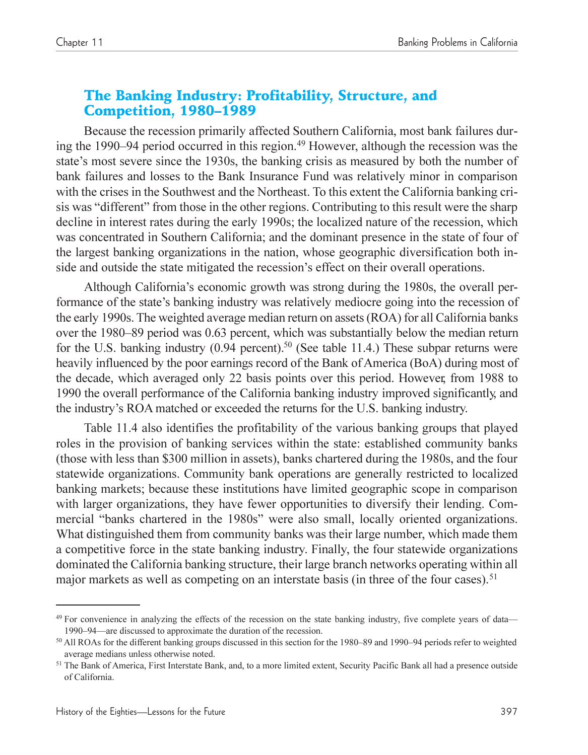## The Banking Industry: Profitability, Structure, and Competition, 1980–1989

Because the recession primarily affected Southern California, most bank failures during the 1990–94 period occurred in this region.[49] However, although the recession was the state's most severe since the 1930s, the banking crisis as measured by both the number of bank failures and losses to the Bank Insurance Fund was relatively minor in comparison with the crises in the Southwest and the Northeast. To this extent the California banking crisis was "different" from those in the other regions. Contributing to this result were the sharp decline in interest rates during the early 1990s; the localized nature of the recession, which was concentrated in Southern California; and the dominant presence in the state of four of the largest banking organizations in the nation, whose geographic diversification both inside and outside the state mitigated the recession's effect on their overall operations.

Although California's economic growth was strong during the 1980s, the overall performance of the state's banking industry was relatively mediocre going into the recession of the early 1990s. The weighted average median return on assets (ROA) for all California banks over the 1980–89 period was 0.63 percent, which was substantially below the median return for the U.S. banking industry (0.94 percent).[50] (See table 11.4.) These subpar returns were heavily influenced by the poor earnings record of the Bank of America (BoA) during most of the decade, which averaged only 22 basis points over this period. However, from 1988 to 1990 the overall performance of the California banking industry improved significantly, and the industry's ROA matched or exceeded the returns for the U.S. banking industry.

Table 11.4 also identifies the profitability of the various banking groups that played roles in the provision of banking services within the state: established community banks (those with less than \$300 million in assets), banks chartered during the 1980s, and the four statewide organizations. Community bank operations are generally restricted to localized banking markets; because these institutions have limited geographic scope in comparison with larger organizations, they have fewer opportunities to diversify their lending. Commercial "banks chartered in the 1980s" were also small, locally oriented organizations. What distinguished them from community banks was their large number, which made them a competitive force in the state banking industry. Finally, the four statewide organizations dominated the California banking structure, their large branch networks operating within all major markets as well as competing on an interstate basis (in three of the four cases).[51]

---

[49] For convenience in analyzing the effects of the recession on the state banking industry, five complete years of data—1990–94—are discussed to approximate the duration of the recession.

[50] All ROAs for the different banking groups discussed in this section for the 1980–89 and 1990–94 periods refer to weighted average medians unless otherwise noted.

[51] The Bank of America, First Interstate Bank, and, to a more limited extent, Security Pacific Bank all had a presence outside of California.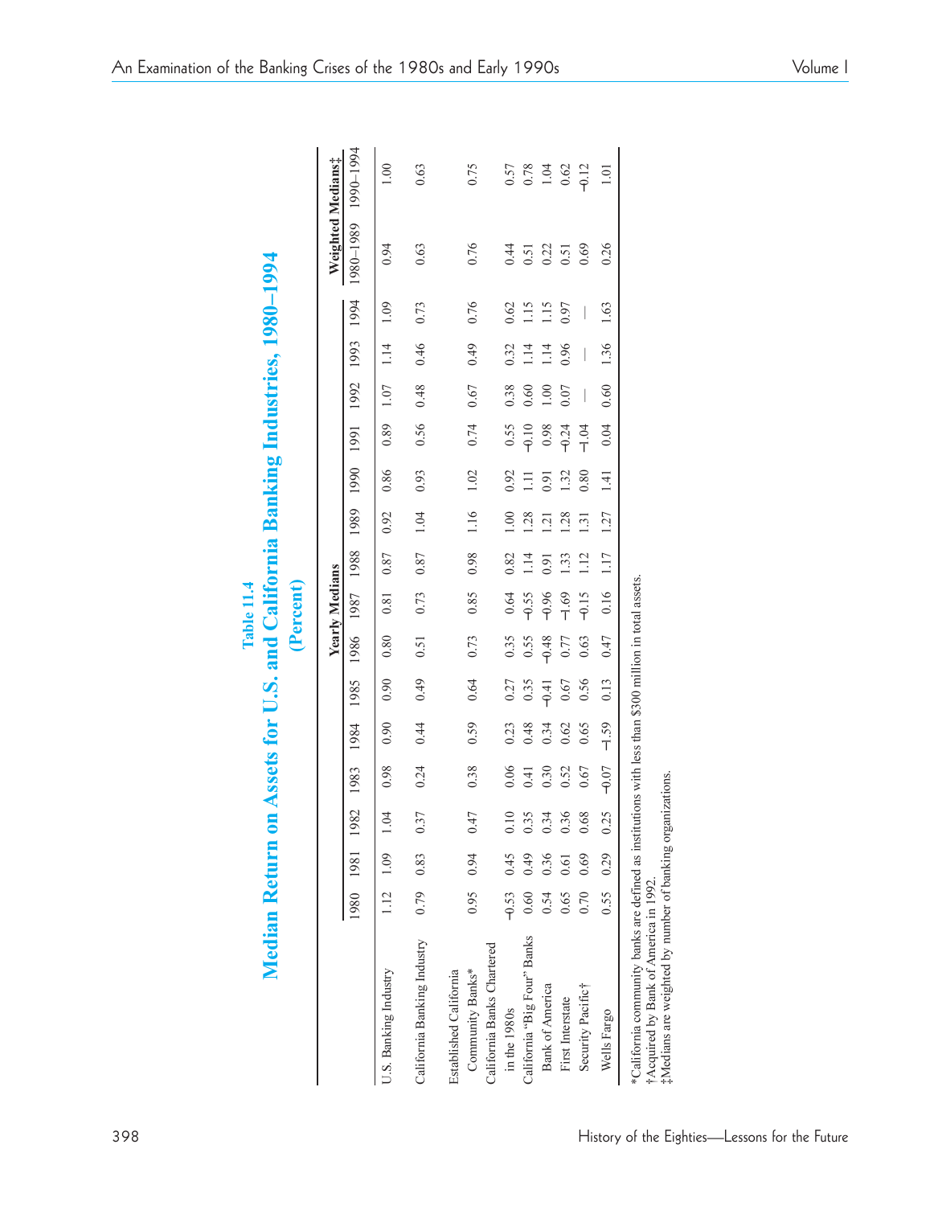**Table 11.4**

**Median Return on Assets for U.S. and California Banking Industries, 1980–1994**

**(Percent)**

| | Yearly Medians | | | | | | | | | | | | | | | Weighted Medians‡ | |
|---|---|---|---|---|---|---|---|---|---|---|---|---|---|---|---|---|---|
| | 1980 | 1981 | 1982 | 1983 | 1984 | 1985 | 1986 | 1987 | 1988 | 1989 | 1990 | 1991 | 1992 | 1993 | 1994 | 1980–1989 | 1990–1994 |
| U.S. Banking Industry | 1.12 | 1.09 | 1.04 | 0.98 | 0.90 | 0.90 | 0.80 | 0.81 | 0.87 | 0.92 | 0.86 | 0.89 | 1.07 | 1.14 | 1.09 | 0.94 | 1.00 |
| California Banking Industry | 0.79 | 0.83 | 0.37 | 0.24 | 0.44 | 0.49 | 0.51 | 0.73 | 0.87 | 1.04 | 0.93 | 0.56 | 0.48 | 0.46 | 0.73 | 0.63 | 0.63 |
| Established California Community Banks* | 0.95 | 0.94 | 0.47 | 0.38 | 0.59 | 0.64 | 0.73 | 0.85 | 0.98 | 1.16 | 1.02 | 0.74 | 0.67 | 0.49 | 0.76 | 0.76 | 0.75 |
| California Banks Chartered in the 1980s | –0.53 | 0.45 | 0.10 | 0.06 | 0.23 | 0.27 | 0.35 | 0.64 | 0.82 | 1.00 | 0.92 | 0.55 | 0.38 | 0.32 | 0.62 | 0.44 | 0.57 |
| California "Big Four" Banks | 0.60 | 0.49 | 0.35 | 0.41 | 0.48 | 0.35 | 0.55 | –0.55 | 1.14 | 1.28 | 1.11 | –0.10 | 0.60 | 1.14 | 1.15 | 0.51 | 0.78 |
| Bank of America | 0.54 | 0.36 | 0.34 | 0.30 | 0.34 | –0.41 | –0.48 | –0.96 | 0.91 | 1.21 | 0.91 | 0.98 | 1.00 | 1.14 | 1.15 | 0.22 | 1.04 |
| First Interstate | 0.65 | 0.61 | 0.36 | 0.52 | 0.62 | 0.67 | 0.77 | –1.69 | 1.33 | 1.28 | 1.32 | –0.24 | 0.07 | 0.96 | 0.97 | 0.51 | 0.62 |
| Security Pacific† | 0.70 | 0.69 | 0.68 | 0.67 | 0.65 | 0.56 | 0.63 | –0.15 | 1.12 | 1.31 | 0.80 | –1.04 | — | — | — | 0.69 | –0.12 |
| Wells Fargo | 0.55 | 0.29 | 0.25 | –0.07 | –1.59 | 0.13 | 0.47 | 0.16 | 1.17 | 1.27 | 1.41 | 0.04 | 0.60 | 1.36 | 1.63 | 0.26 | 1.01 |

*California community banks are defined as institutions with less than $300 million in total assets.
†Acquired by Bank of America in 1992.
‡Medians are weighted by number of banking organizations.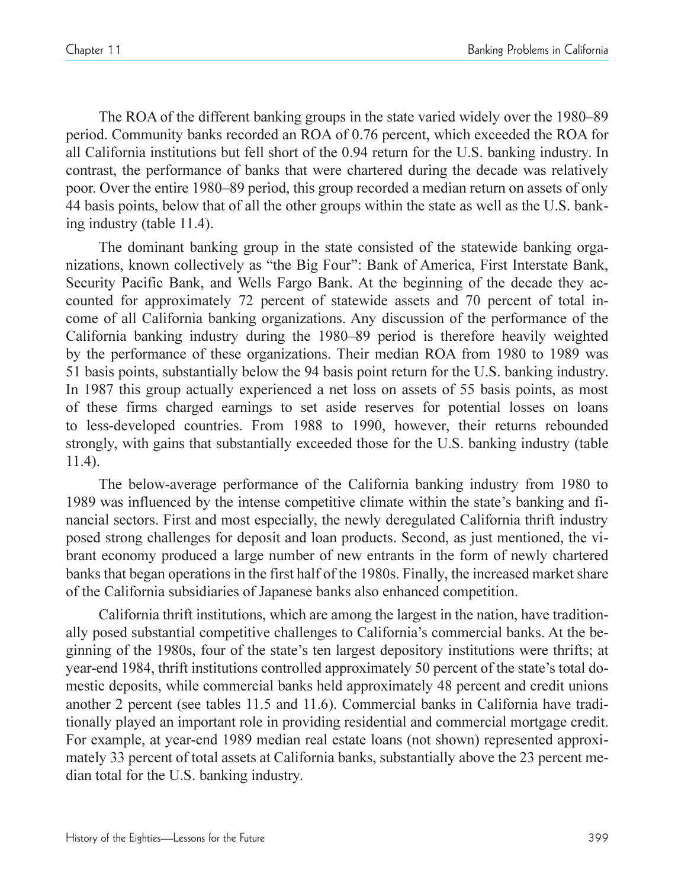The ROA of the different banking groups in the state varied widely over the 1980–89 period. Community banks recorded an ROA of 0.76 percent, which exceeded the ROA for all California institutions but fell short of the 0.94 return for the U.S. banking industry. In contrast, the performance of banks that were chartered during the decade was relatively poor. Over the entire 1980–89 period, this group recorded a median return on assets of only 44 basis points, below that of all the other groups within the state as well as the U.S. banking industry (table 11.4).

The dominant banking group in the state consisted of the statewide banking organizations, known collectively as "the Big Four": Bank of America, First Interstate Bank, Security Pacific Bank, and Wells Fargo Bank. At the beginning of the decade they accounted for approximately 72 percent of statewide assets and 70 percent of total income of all California banking organizations. Any discussion of the performance of the California banking industry during the 1980–89 period is therefore heavily weighted by the performance of these organizations. Their median ROA from 1980 to 1989 was 51 basis points, substantially below the 94 basis point return for the U.S. banking industry. In 1987 this group actually experienced a net loss on assets of 55 basis points, as most of these firms charged earnings to set aside reserves for potential losses on loans to less-developed countries. From 1988 to 1990, however, their returns rebounded strongly, with gains that substantially exceeded those for the U.S. banking industry (table 11.4).

The below-average performance of the California banking industry from 1980 to 1989 was influenced by the intense competitive climate within the state's banking and financial sectors. First and most especially, the newly deregulated California thrift industry posed strong challenges for deposit and loan products. Second, as just mentioned, the vibrant economy produced a large number of new entrants in the form of newly chartered banks that began operations in the first half of the 1980s. Finally, the increased market share of the California subsidiaries of Japanese banks also enhanced competition.

California thrift institutions, which are among the largest in the nation, have traditionally posed substantial competitive challenges to California's commercial banks. At the beginning of the 1980s, four of the state's ten largest depository institutions were thrifts; at year-end 1984, thrift institutions controlled approximately 50 percent of the state's total domestic deposits, while commercial banks held approximately 48 percent and credit unions another 2 percent (see tables 11.5 and 11.6). Commercial banks in California have traditionally played an important role in providing residential and commercial mortgage credit. For example, at year-end 1989 median real estate loans (not shown) represented approximately 33 percent of total assets at California banks, substantially above the 23 percent median total for the U.S. banking industry.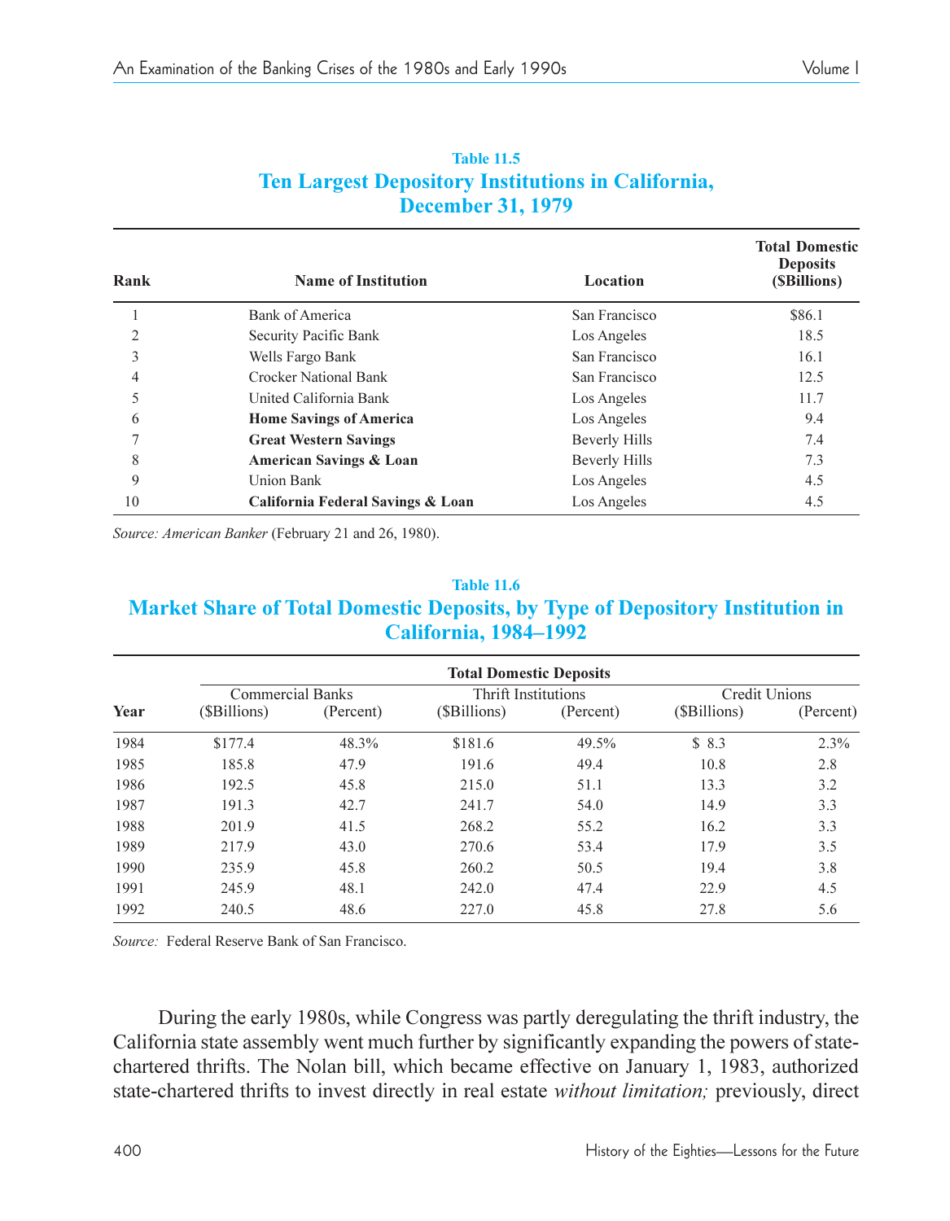**Table 11.5**

**Ten Largest Depository Institutions in California, December 31, 1979**

| Rank | Name of Institution | Location | Total Domestic Deposits ($Billions) |
|---|---|---|---|
| 1 | Bank of America | San Francisco | $86.1 |
| 2 | Security Pacific Bank | Los Angeles | 18.5 |
| 3 | Wells Fargo Bank | San Francisco | 16.1 |
| 4 | Crocker National Bank | San Francisco | 12.5 |
| 5 | United California Bank | Los Angeles | 11.7 |
| 6 | **Home Savings of America** | Los Angeles | 9.4 |
| 7 | **Great Western Savings** | Beverly Hills | 7.4 |
| 8 | **American Savings & Loan** | Beverly Hills | 7.3 |
| 9 | Union Bank | Los Angeles | 4.5 |
| 10 | **California Federal Savings & Loan** | Los Angeles | 4.5 |

*Source: American Banker* (February 21 and 26, 1980).

**Table 11.6**

**Market Share of Total Domestic Deposits, by Type of Depository Institution in California, 1984–1992**

| | Total Domestic Deposits | | | | | |
|---|---|---|---|---|---|---|
| | Commercial Banks | | Thrift Institutions | | Credit Unions | |
| Year | ($Billions) | (Percent) | ($Billions) | (Percent) | ($Billions) | (Percent) |
| 1984 | $177.4 | 48.3% | $181.6 | 49.5% | $ 8.3 | 2.3% |
| 1985 | 185.8 | 47.9 | 191.6 | 49.4 | 10.8 | 2.8 |
| 1986 | 192.5 | 45.8 | 215.0 | 51.1 | 13.3 | 3.2 |
| 1987 | 191.3 | 42.7 | 241.7 | 54.0 | 14.9 | 3.3 |
| 1988 | 201.9 | 41.5 | 268.2 | 55.2 | 16.2 | 3.3 |
| 1989 | 217.9 | 43.0 | 270.6 | 53.4 | 17.9 | 3.5 |
| 1990 | 235.9 | 45.8 | 260.2 | 50.5 | 19.4 | 3.8 |
| 1991 | 245.9 | 48.1 | 242.0 | 47.4 | 22.9 | 4.5 |
| 1992 | 240.5 | 48.6 | 227.0 | 45.8 | 27.8 | 5.6 |

*Source:* Federal Reserve Bank of San Francisco.

During the early 1980s, while Congress was partly deregulating the thrift industry, the California state assembly went much further by significantly expanding the powers of state-chartered thrifts. The Nolan bill, which became effective on January 1, 1983, authorized state-chartered thrifts to invest directly in real estate *without limitation;* previously, direct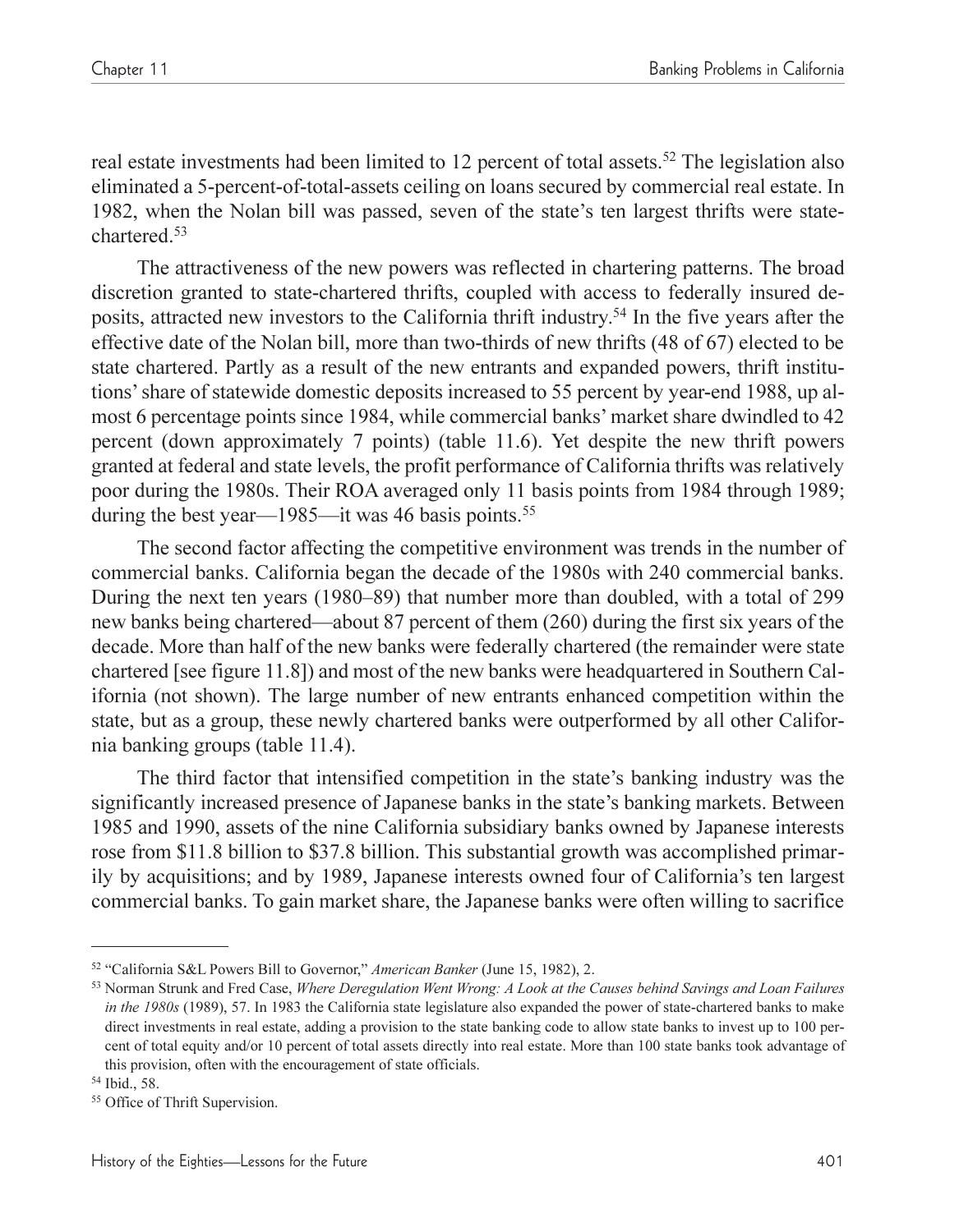real estate investments had been limited to 12 percent of total assets.[52] The legislation also eliminated a 5-percent-of-total-assets ceiling on loans secured by commercial real estate. In 1982, when the Nolan bill was passed, seven of the state's ten largest thrifts were state-chartered.[53]

The attractiveness of the new powers was reflected in chartering patterns. The broad discretion granted to state-chartered thrifts, coupled with access to federally insured deposits, attracted new investors to the California thrift industry.[54] In the five years after the effective date of the Nolan bill, more than two-thirds of new thrifts (48 of 67) elected to be state chartered. Partly as a result of the new entrants and expanded powers, thrift institutions' share of statewide domestic deposits increased to 55 percent by year-end 1988, up almost 6 percentage points since 1984, while commercial banks' market share dwindled to 42 percent (down approximately 7 points) (table 11.6). Yet despite the new thrift powers granted at federal and state levels, the profit performance of California thrifts was relatively poor during the 1980s. Their ROA averaged only 11 basis points from 1984 through 1989; during the best year—1985—it was 46 basis points.[55]

The second factor affecting the competitive environment was trends in the number of commercial banks. California began the decade of the 1980s with 240 commercial banks. During the next ten years (1980–89) that number more than doubled, with a total of 299 new banks being chartered—about 87 percent of them (260) during the first six years of the decade. More than half of the new banks were federally chartered (the remainder were state chartered [see figure 11.8]) and most of the new banks were headquartered in Southern California (not shown). The large number of new entrants enhanced competition within the state, but as a group, these newly chartered banks were outperformed by all other California banking groups (table 11.4).

The third factor that intensified competition in the state's banking industry was the significantly increased presence of Japanese banks in the state's banking markets. Between 1985 and 1990, assets of the nine California subsidiary banks owned by Japanese interests rose from $11.8 billion to $37.8 billion. This substantial growth was accomplished primarily by acquisitions; and by 1989, Japanese interests owned four of California's ten largest commercial banks. To gain market share, the Japanese banks were often willing to sacrifice

---

[52] "California S&L Powers Bill to Governor," *American Banker* (June 15, 1982), 2.

[53] Norman Strunk and Fred Case, *Where Deregulation Went Wrong: A Look at the Causes behind Savings and Loan Failures in the 1980s* (1989), 57. In 1983 the California state legislature also expanded the power of state-chartered banks to make direct investments in real estate, adding a provision to the state banking code to allow state banks to invest up to 100 percent of total equity and/or 10 percent of total assets directly into real estate. More than 100 state banks took advantage of this provision, often with the encouragement of state officials.

[54] Ibid., 58.

[55] Office of Thrift Supervision.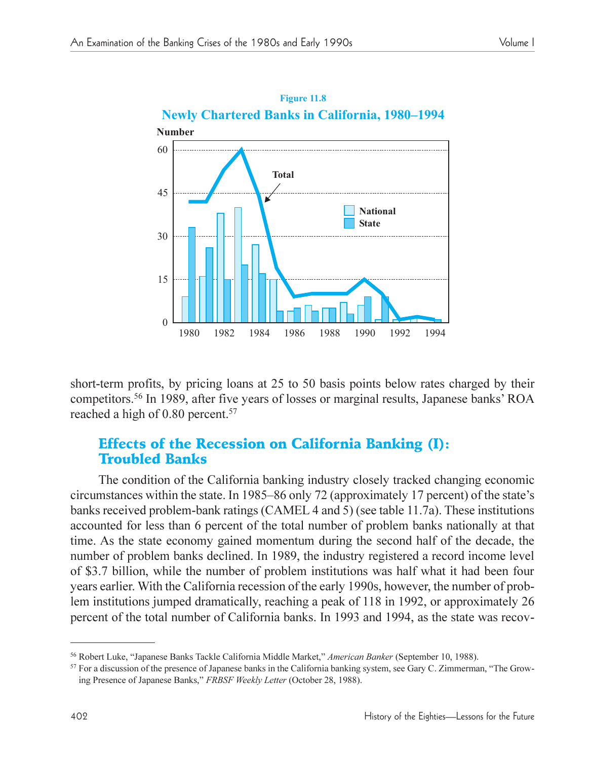**Figure 11.8**

**Newly Chartered Banks in California, 1980–1994**

short-term profits, by pricing loans at 25 to 50 basis points below rates charged by their competitors.[56] In 1989, after five years of losses or marginal results, Japanese banks' ROA reached a high of 0.80 percent.[57]

## Effects of the Recession on California Banking (I): Troubled Banks

The condition of the California banking industry closely tracked changing economic circumstances within the state. In 1985–86 only 72 (approximately 17 percent) of the state's banks received problem-bank ratings (CAMEL 4 and 5) (see table 11.7a). These institutions accounted for less than 6 percent of the total number of problem banks nationally at that time. As the state economy gained momentum during the second half of the decade, the number of problem banks declined. In 1989, the industry registered a record income level of $3.7 billion, while the number of problem institutions was half what it had been four years earlier. With the California recession of the early 1990s, however, the number of problem institutions jumped dramatically, reaching a peak of 118 in 1992, or approximately 26 percent of the total number of California banks. In 1993 and 1994, as the state was recov-

---

[56] Robert Luke, "Japanese Banks Tackle California Middle Market," *American Banker* (September 10, 1988).

[57] For a discussion of the presence of Japanese banks in the California banking system, see Gary C. Zimmerman, "The Growing Presence of Japanese Banks," *FRBSF Weekly Letter* (October 28, 1988).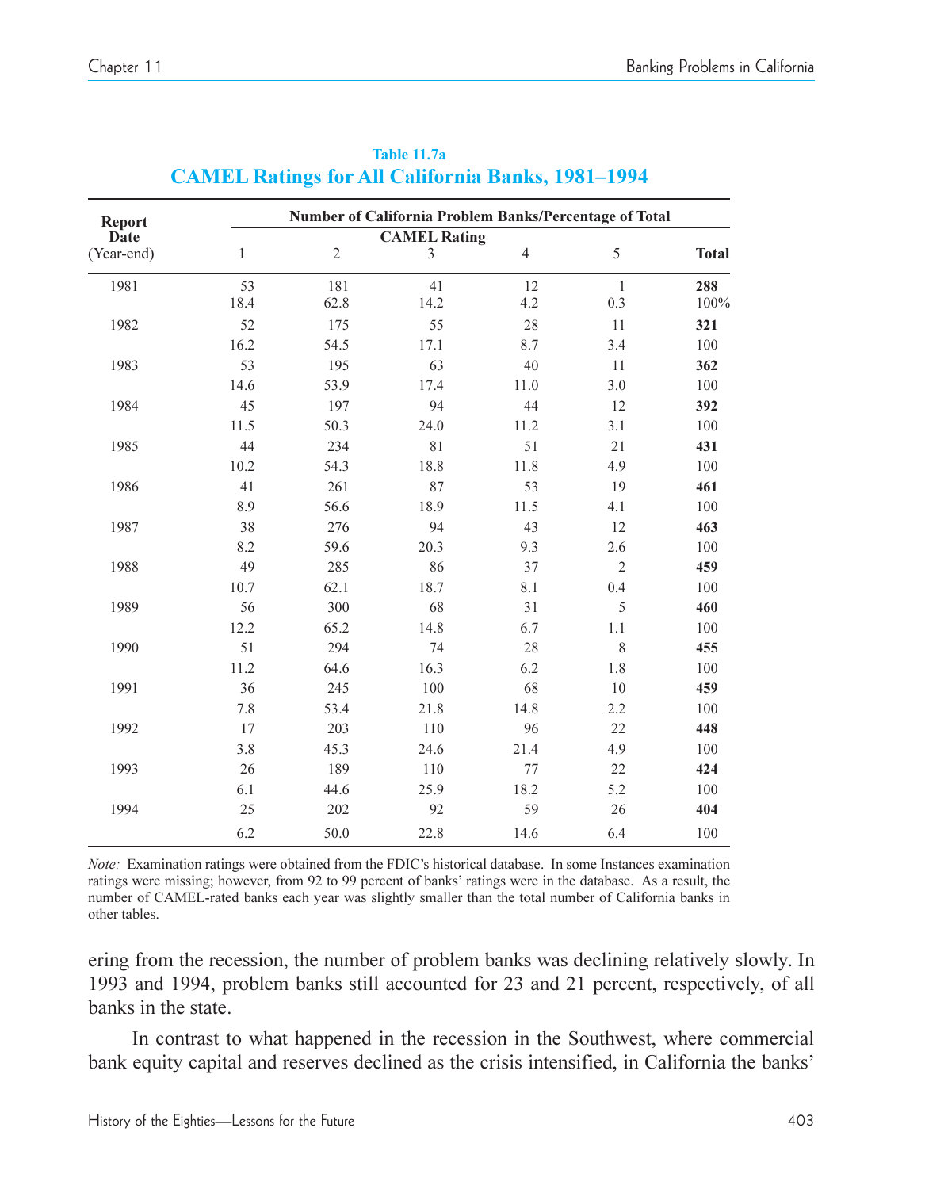**Table 11.7a**

## CAMEL Ratings for All California Banks, 1981–1994

| Report Date (Year-end) | Number of California Problem Banks/Percentage of Total | | | | | |
|---|---|---|---|---|---|---|
| | CAMEL Rating | | | | | |
| | 1 | 2 | 3 | 4 | 5 | **Total** |
| 1981 | 53 | 181 | 41 | 12 | 1 | **288** |
| | 18.4 | 62.8 | 14.2 | 4.2 | 0.3 | 100% |
| 1982 | 52 | 175 | 55 | 28 | 11 | **321** |
| | 16.2 | 54.5 | 17.1 | 8.7 | 3.4 | 100 |
| 1983 | 53 | 195 | 63 | 40 | 11 | **362** |
| | 14.6 | 53.9 | 17.4 | 11.0 | 3.0 | 100 |
| 1984 | 45 | 197 | 94 | 44 | 12 | **392** |
| | 11.5 | 50.3 | 24.0 | 11.2 | 3.1 | 100 |
| 1985 | 44 | 234 | 81 | 51 | 21 | **431** |
| | 10.2 | 54.3 | 18.8 | 11.8 | 4.9 | 100 |
| 1986 | 41 | 261 | 87 | 53 | 19 | **461** |
| | 8.9 | 56.6 | 18.9 | 11.5 | 4.1 | 100 |
| 1987 | 38 | 276 | 94 | 43 | 12 | **463** |
| | 8.2 | 59.6 | 20.3 | 9.3 | 2.6 | 100 |
| 1988 | 49 | 285 | 86 | 37 | 2 | **459** |
| | 10.7 | 62.1 | 18.7 | 8.1 | 0.4 | 100 |
| 1989 | 56 | 300 | 68 | 31 | 5 | **460** |
| | 12.2 | 65.2 | 14.8 | 6.7 | 1.1 | 100 |
| 1990 | 51 | 294 | 74 | 28 | 8 | **455** |
| | 11.2 | 64.6 | 16.3 | 6.2 | 1.8 | 100 |
| 1991 | 36 | 245 | 100 | 68 | 10 | **459** |
| | 7.8 | 53.4 | 21.8 | 14.8 | 2.2 | 100 |
| 1992 | 17 | 203 | 110 | 96 | 22 | **448** |
| | 3.8 | 45.3 | 24.6 | 21.4 | 4.9 | 100 |
| 1993 | 26 | 189 | 110 | 77 | 22 | **424** |
| | 6.1 | 44.6 | 25.9 | 18.2 | 5.2 | 100 |
| 1994 | 25 | 202 | 92 | 59 | 26 | **404** |
| | 6.2 | 50.0 | 22.8 | 14.6 | 6.4 | 100 |

*Note:* Examination ratings were obtained from the FDIC's historical database. In some Instances examination ratings were missing; however, from 92 to 99 percent of banks' ratings were in the database. As a result, the number of CAMEL-rated banks each year was slightly smaller than the total number of California banks in other tables.

ering from the recession, the number of problem banks was declining relatively slowly. In 1993 and 1994, problem banks still accounted for 23 and 21 percent, respectively, of all banks in the state.

In contrast to what happened in the recession in the Southwest, where commercial bank equity capital and reserves declined as the crisis intensified, in California the banks'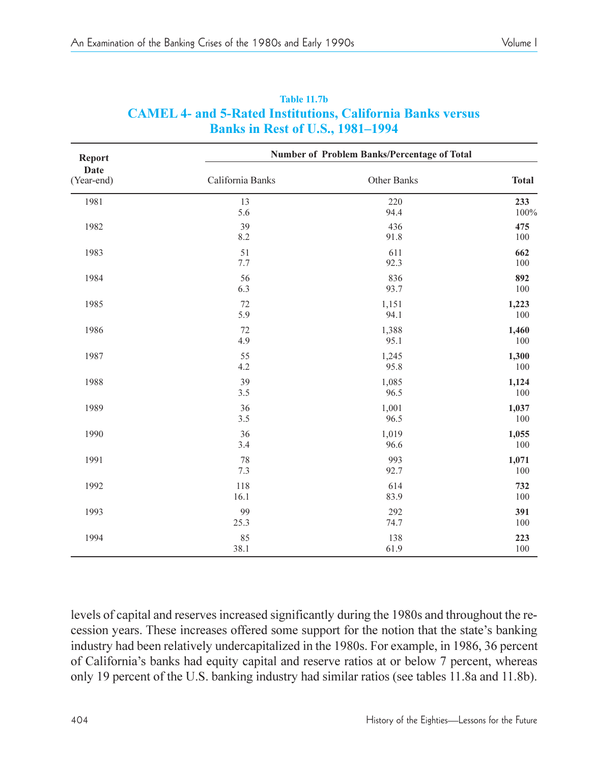**Table 11.7b**

**CAMEL 4- and 5-Rated Institutions, California Banks versus Banks in Rest of U.S., 1981–1994**

| Report Date (Year-end) | Number of Problem Banks/Percentage of Total | | |
|---|---|---|---|
| | California Banks | Other Banks | **Total** |
| 1981 | 13 | 220 | **233** |
| | 5.6 | 94.4 | 100% |
| 1982 | 39 | 436 | **475** |
| | 8.2 | 91.8 | 100 |
| 1983 | 51 | 611 | **662** |
| | 7.7 | 92.3 | 100 |
| 1984 | 56 | 836 | **892** |
| | 6.3 | 93.7 | 100 |
| 1985 | 72 | 1,151 | **1,223** |
| | 5.9 | 94.1 | 100 |
| 1986 | 72 | 1,388 | **1,460** |
| | 4.9 | 95.1 | 100 |
| 1987 | 55 | 1,245 | **1,300** |
| | 4.2 | 95.8 | 100 |
| 1988 | 39 | 1,085 | **1,124** |
| | 3.5 | 96.5 | 100 |
| 1989 | 36 | 1,001 | **1,037** |
| | 3.5 | 96.5 | 100 |
| 1990 | 36 | 1,019 | **1,055** |
| | 3.4 | 96.6 | 100 |
| 1991 | 78 | 993 | **1,071** |
| | 7.3 | 92.7 | 100 |
| 1992 | 118 | 614 | **732** |
| | 16.1 | 83.9 | 100 |
| 1993 | 99 | 292 | **391** |
| | 25.3 | 74.7 | 100 |
| 1994 | 85 | 138 | **223** |
| | 38.1 | 61.9 | 100 |

levels of capital and reserves increased significantly during the 1980s and throughout the recession years. These increases offered some support for the notion that the state's banking industry had been relatively undercapitalized in the 1980s. For example, in 1986, 36 percent of California's banks had equity capital and reserve ratios at or below 7 percent, whereas only 19 percent of the U.S. banking industry had similar ratios (see tables 11.8a and 11.8b).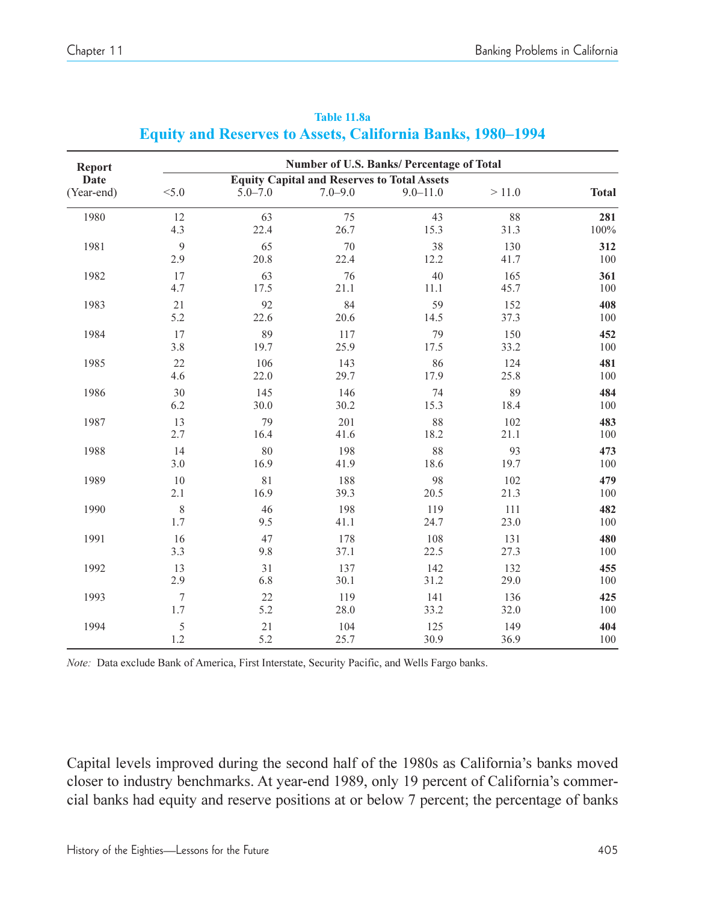**Table 11.8a**

## Equity and Reserves to Assets, California Banks, 1980–1994

| Report Date (Year-end) | Number of U.S. Banks/ Percentage of Total | | | | | |
|---|---|---|---|---|---|---|
| | Equity Capital and Reserves to Total Assets | | | | | |
| | <5.0 | 5.0–7.0 | 7.0–9.0 | 9.0–11.0 | > 11.0 | **Total** |
| 1980 | 12 | 63 | 75 | 43 | 88 | **281** |
| | 4.3 | 22.4 | 26.7 | 15.3 | 31.3 | 100% |
| 1981 | 9 | 65 | 70 | 38 | 130 | **312** |
| | 2.9 | 20.8 | 22.4 | 12.2 | 41.7 | 100 |
| 1982 | 17 | 63 | 76 | 40 | 165 | **361** |
| | 4.7 | 17.5 | 21.1 | 11.1 | 45.7 | 100 |
| 1983 | 21 | 92 | 84 | 59 | 152 | **408** |
| | 5.2 | 22.6 | 20.6 | 14.5 | 37.3 | 100 |
| 1984 | 17 | 89 | 117 | 79 | 150 | **452** |
| | 3.8 | 19.7 | 25.9 | 17.5 | 33.2 | 100 |
| 1985 | 22 | 106 | 143 | 86 | 124 | **481** |
| | 4.6 | 22.0 | 29.7 | 17.9 | 25.8 | 100 |
| 1986 | 30 | 145 | 146 | 74 | 89 | **484** |
| | 6.2 | 30.0 | 30.2 | 15.3 | 18.4 | 100 |
| 1987 | 13 | 79 | 201 | 88 | 102 | **483** |
| | 2.7 | 16.4 | 41.6 | 18.2 | 21.1 | 100 |
| 1988 | 14 | 80 | 198 | 88 | 93 | **473** |
| | 3.0 | 16.9 | 41.9 | 18.6 | 19.7 | 100 |
| 1989 | 10 | 81 | 188 | 98 | 102 | **479** |
| | 2.1 | 16.9 | 39.3 | 20.5 | 21.3 | 100 |
| 1990 | 8 | 46 | 198 | 119 | 111 | **482** |
| | 1.7 | 9.5 | 41.1 | 24.7 | 23.0 | 100 |
| 1991 | 16 | 47 | 178 | 108 | 131 | **480** |
| | 3.3 | 9.8 | 37.1 | 22.5 | 27.3 | 100 |
| 1992 | 13 | 31 | 137 | 142 | 132 | **455** |
| | 2.9 | 6.8 | 30.1 | 31.2 | 29.0 | 100 |
| 1993 | 7 | 22 | 119 | 141 | 136 | **425** |
| | 1.7 | 5.2 | 28.0 | 33.2 | 32.0 | 100 |
| 1994 | 5 | 21 | 104 | 125 | 149 | **404** |
| | 1.2 | 5.2 | 25.7 | 30.9 | 36.9 | 100 |

*Note:* Data exclude Bank of America, First Interstate, Security Pacific, and Wells Fargo banks.

Capital levels improved during the second half of the 1980s as California's banks moved closer to industry benchmarks. At year-end 1989, only 19 percent of California's commercial banks had equity and reserve positions at or below 7 percent; the percentage of banks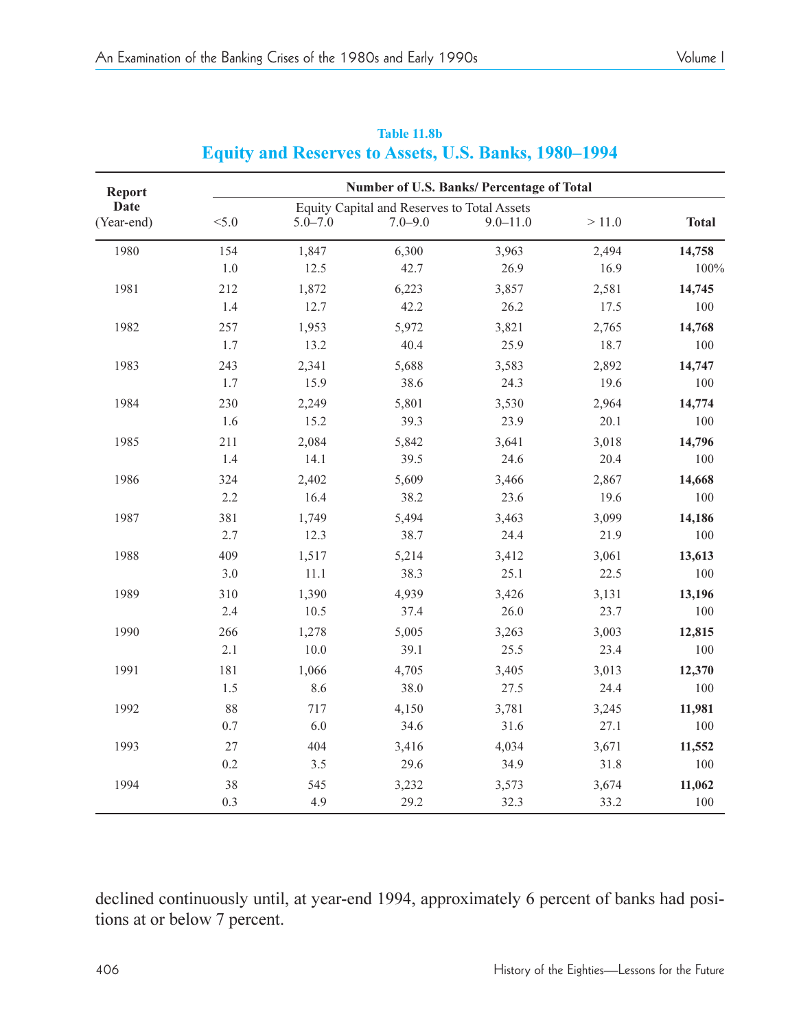Table 11.8b

## Equity and Reserves to Assets, U.S. Banks, 1980–1994

| Report Date (Year-end) | Number of U.S. Banks/ Percentage of Total | | | | | |
|---|---|---|---|---|---|---|
| | Equity Capital and Reserves to Total Assets | | | | | |
| | <5.0 | 5.0–7.0 | 7.0–9.0 | 9.0–11.0 | > 11.0 | **Total** |
| 1980 | 154 | 1,847 | 6,300 | 3,963 | 2,494 | **14,758** |
| | 1.0 | 12.5 | 42.7 | 26.9 | 16.9 | 100% |
| 1981 | 212 | 1,872 | 6,223 | 3,857 | 2,581 | **14,745** |
| | 1.4 | 12.7 | 42.2 | 26.2 | 17.5 | 100 |
| 1982 | 257 | 1,953 | 5,972 | 3,821 | 2,765 | **14,768** |
| | 1.7 | 13.2 | 40.4 | 25.9 | 18.7 | 100 |
| 1983 | 243 | 2,341 | 5,688 | 3,583 | 2,892 | **14,747** |
| | 1.7 | 15.9 | 38.6 | 24.3 | 19.6 | 100 |
| 1984 | 230 | 2,249 | 5,801 | 3,530 | 2,964 | **14,774** |
| | 1.6 | 15.2 | 39.3 | 23.9 | 20.1 | 100 |
| 1985 | 211 | 2,084 | 5,842 | 3,641 | 3,018 | **14,796** |
| | 1.4 | 14.1 | 39.5 | 24.6 | 20.4 | 100 |
| 1986 | 324 | 2,402 | 5,609 | 3,466 | 2,867 | **14,668** |
| | 2.2 | 16.4 | 38.2 | 23.6 | 19.6 | 100 |
| 1987 | 381 | 1,749 | 5,494 | 3,463 | 3,099 | **14,186** |
| | 2.7 | 12.3 | 38.7 | 24.4 | 21.9 | 100 |
| 1988 | 409 | 1,517 | 5,214 | 3,412 | 3,061 | **13,613** |
| | 3.0 | 11.1 | 38.3 | 25.1 | 22.5 | 100 |
| 1989 | 310 | 1,390 | 4,939 | 3,426 | 3,131 | **13,196** |
| | 2.4 | 10.5 | 37.4 | 26.0 | 23.7 | 100 |
| 1990 | 266 | 1,278 | 5,005 | 3,263 | 3,003 | **12,815** |
| | 2.1 | 10.0 | 39.1 | 25.5 | 23.4 | 100 |
| 1991 | 181 | 1,066 | 4,705 | 3,405 | 3,013 | **12,370** |
| | 1.5 | 8.6 | 38.0 | 27.5 | 24.4 | 100 |
| 1992 | 88 | 717 | 4,150 | 3,781 | 3,245 | **11,981** |
| | 0.7 | 6.0 | 34.6 | 31.6 | 27.1 | 100 |
| 1993 | 27 | 404 | 3,416 | 4,034 | 3,671 | **11,552** |
| | 0.2 | 3.5 | 29.6 | 34.9 | 31.8 | 100 |
| 1994 | 38 | 545 | 3,232 | 3,573 | 3,674 | **11,062** |
| | 0.3 | 4.9 | 29.2 | 32.3 | 33.2 | 100 |

declined continuously until, at year-end 1994, approximately 6 percent of banks had positions at or below 7 percent.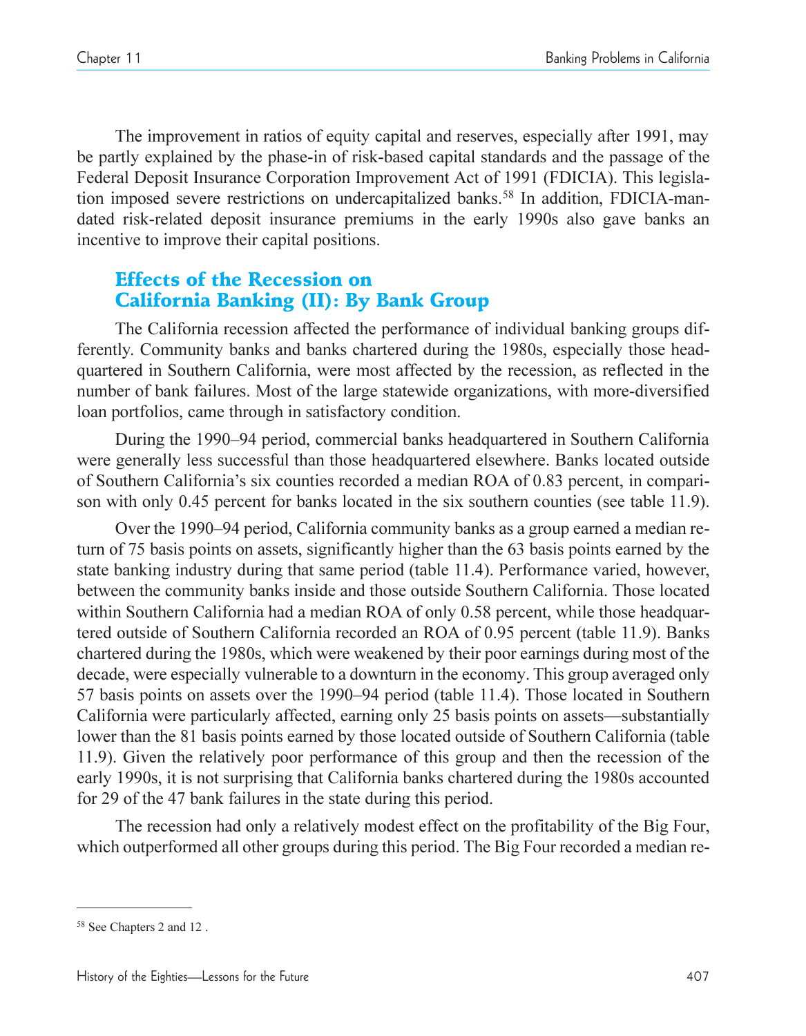The improvement in ratios of equity capital and reserves, especially after 1991, may be partly explained by the phase-in of risk-based capital standards and the passage of the Federal Deposit Insurance Corporation Improvement Act of 1991 (FDICIA). This legislation imposed severe restrictions on undercapitalized banks.[58] In addition, FDICIA-mandated risk-related deposit insurance premiums in the early 1990s also gave banks an incentive to improve their capital positions.

## Effects of the Recession on California Banking (II): By Bank Group

The California recession affected the performance of individual banking groups differently. Community banks and banks chartered during the 1980s, especially those headquartered in Southern California, were most affected by the recession, as reflected in the number of bank failures. Most of the large statewide organizations, with more-diversified loan portfolios, came through in satisfactory condition.

During the 1990–94 period, commercial banks headquartered in Southern California were generally less successful than those headquartered elsewhere. Banks located outside of Southern California's six counties recorded a median ROA of 0.83 percent, in comparison with only 0.45 percent for banks located in the six southern counties (see table 11.9).

Over the 1990–94 period, California community banks as a group earned a median return of 75 basis points on assets, significantly higher than the 63 basis points earned by the state banking industry during that same period (table 11.4). Performance varied, however, between the community banks inside and those outside Southern California. Those located within Southern California had a median ROA of only 0.58 percent, while those headquartered outside of Southern California recorded an ROA of 0.95 percent (table 11.9). Banks chartered during the 1980s, which were weakened by their poor earnings during most of the decade, were especially vulnerable to a downturn in the economy. This group averaged only 57 basis points on assets over the 1990–94 period (table 11.4). Those located in Southern California were particularly affected, earning only 25 basis points on assets—substantially lower than the 81 basis points earned by those located outside of Southern California (table 11.9). Given the relatively poor performance of this group and then the recession of the early 1990s, it is not surprising that California banks chartered during the 1980s accounted for 29 of the 47 bank failures in the state during this period.

The recession had only a relatively modest effect on the profitability of the Big Four, which outperformed all other groups during this period. The Big Four recorded a median re-

---

[58] See Chapters 2 and 12 .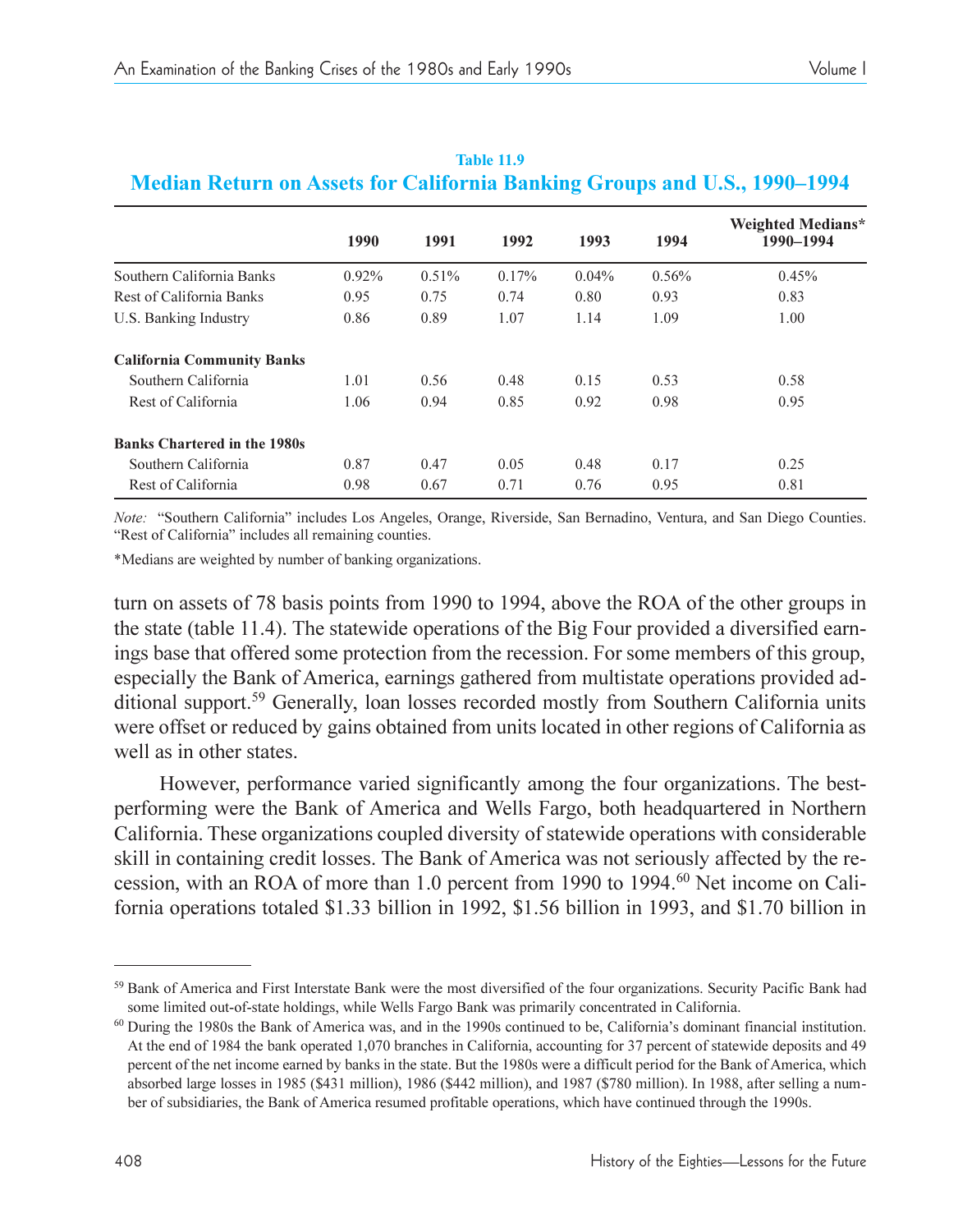**Table 11.9**

**Median Return on Assets for California Banking Groups and U.S., 1990–1994**

| | 1990 | 1991 | 1992 | 1993 | 1994 | Weighted Medians* 1990–1994 |
|---|---|---|---|---|---|---|
| Southern California Banks | 0.92% | 0.51% | 0.17% | 0.04% | 0.56% | 0.45% |
| Rest of California Banks | 0.95 | 0.75 | 0.74 | 0.80 | 0.93 | 0.83 |
| U.S. Banking Industry | 0.86 | 0.89 | 1.07 | 1.14 | 1.09 | 1.00 |
| **California Community Banks** | | | | | | |
| Southern California | 1.01 | 0.56 | 0.48 | 0.15 | 0.53 | 0.58 |
| Rest of California | 1.06 | 0.94 | 0.85 | 0.92 | 0.98 | 0.95 |
| **Banks Chartered in the 1980s** | | | | | | |
| Southern California | 0.87 | 0.47 | 0.05 | 0.48 | 0.17 | 0.25 |
| Rest of California | 0.98 | 0.67 | 0.71 | 0.76 | 0.95 | 0.81 |

*Note:* "Southern California" includes Los Angeles, Orange, Riverside, San Bernadino, Ventura, and San Diego Counties. "Rest of California" includes all remaining counties.

*Medians are weighted by number of banking organizations.

turn on assets of 78 basis points from 1990 to 1994, above the ROA of the other groups in the state (table 11.4). The statewide operations of the Big Four provided a diversified earnings base that offered some protection from the recession. For some members of this group, especially the Bank of America, earnings gathered from multistate operations provided additional support.[59] Generally, loan losses recorded mostly from Southern California units were offset or reduced by gains obtained from units located in other regions of California as well as in other states.

However, performance varied significantly among the four organizations. The best-performing were the Bank of America and Wells Fargo, both headquartered in Northern California. These organizations coupled diversity of statewide operations with considerable skill in containing credit losses. The Bank of America was not seriously affected by the recession, with an ROA of more than 1.0 percent from 1990 to 1994.[60] Net income on California operations totaled $1.33 billion in 1992, $1.56 billion in 1993, and $1.70 billion in

[59] Bank of America and First Interstate Bank were the most diversified of the four organizations. Security Pacific Bank had some limited out-of-state holdings, while Wells Fargo Bank was primarily concentrated in California.

[60] During the 1980s the Bank of America was, and in the 1990s continued to be, California's dominant financial institution. At the end of 1984 the bank operated 1,070 branches in California, accounting for 37 percent of statewide deposits and 49 percent of the net income earned by banks in the state. But the 1980s were a difficult period for the Bank of America, which absorbed large losses in 1985 ($431 million), 1986 ($442 million), and 1987 ($780 million). In 1988, after selling a number of subsidiaries, the Bank of America resumed profitable operations, which have continued through the 1990s.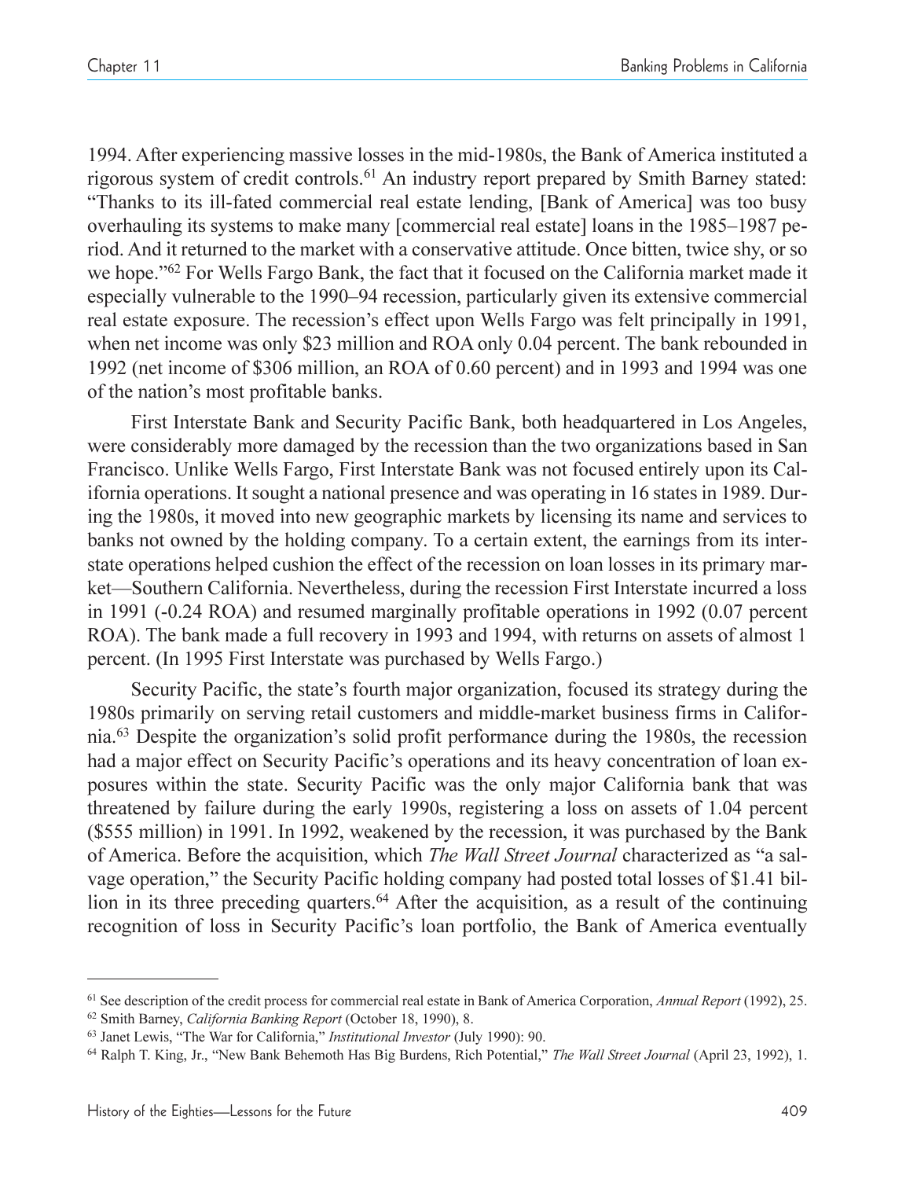1994. After experiencing massive losses in the mid-1980s, the Bank of America instituted a rigorous system of credit controls.[61] An industry report prepared by Smith Barney stated: "Thanks to its ill-fated commercial real estate lending, [Bank of America] was too busy overhauling its systems to make many [commercial real estate] loans in the 1985–1987 period. And it returned to the market with a conservative attitude. Once bitten, twice shy, or so we hope."[62] For Wells Fargo Bank, the fact that it focused on the California market made it especially vulnerable to the 1990–94 recession, particularly given its extensive commercial real estate exposure. The recession's effect upon Wells Fargo was felt principally in 1991, when net income was only $23 million and ROA only 0.04 percent. The bank rebounded in 1992 (net income of $306 million, an ROA of 0.60 percent) and in 1993 and 1994 was one of the nation's most profitable banks.

First Interstate Bank and Security Pacific Bank, both headquartered in Los Angeles, were considerably more damaged by the recession than the two organizations based in San Francisco. Unlike Wells Fargo, First Interstate Bank was not focused entirely upon its California operations. It sought a national presence and was operating in 16 states in 1989. During the 1980s, it moved into new geographic markets by licensing its name and services to banks not owned by the holding company. To a certain extent, the earnings from its interstate operations helped cushion the effect of the recession on loan losses in its primary market—Southern California. Nevertheless, during the recession First Interstate incurred a loss in 1991 (-0.24 ROA) and resumed marginally profitable operations in 1992 (0.07 percent ROA). The bank made a full recovery in 1993 and 1994, with returns on assets of almost 1 percent. (In 1995 First Interstate was purchased by Wells Fargo.)

Security Pacific, the state's fourth major organization, focused its strategy during the 1980s primarily on serving retail customers and middle-market business firms in California.[63] Despite the organization's solid profit performance during the 1980s, the recession had a major effect on Security Pacific's operations and its heavy concentration of loan exposures within the state. Security Pacific was the only major California bank that was threatened by failure during the early 1990s, registering a loss on assets of 1.04 percent ($555 million) in 1991. In 1992, weakened by the recession, it was purchased by the Bank of America. Before the acquisition, which *The Wall Street Journal* characterized as "a salvage operation," the Security Pacific holding company had posted total losses of $1.41 billion in its three preceding quarters.[64] After the acquisition, as a result of the continuing recognition of loss in Security Pacific's loan portfolio, the Bank of America eventually

---

[61] See description of the credit process for commercial real estate in Bank of America Corporation, *Annual Report* (1992), 25.

[62] Smith Barney, *California Banking Report* (October 18, 1990), 8.

[63] Janet Lewis, "The War for California," *Institutional Investor* (July 1990): 90.

[64] Ralph T. King, Jr., "New Bank Behemoth Has Big Burdens, Rich Potential," *The Wall Street Journal* (April 23, 1992), 1.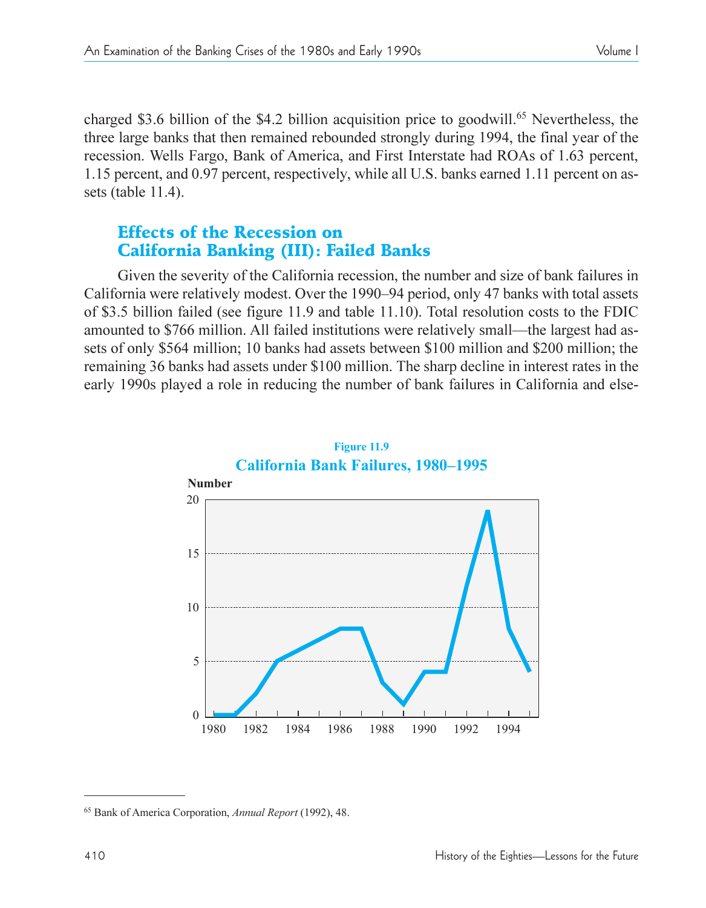charged $3.6 billion of the $4.2 billion acquisition price to goodwill.[65] Nevertheless, the three large banks that then remained rebounded strongly during 1994, the final year of the recession. Wells Fargo, Bank of America, and First Interstate had ROAs of 1.63 percent, 1.15 percent, and 0.97 percent, respectively, while all U.S. banks earned 1.11 percent on assets (table 11.4).

## Effects of the Recession on California Banking (III): Failed Banks

Given the severity of the California recession, the number and size of bank failures in California were relatively modest. Over the 1990–94 period, only 47 banks with total assets of $3.5 billion failed (see figure 11.9 and table 11.10). Total resolution costs to the FDIC amounted to $766 million. All failed institutions were relatively small—the largest had assets of only $564 million; 10 banks had assets between $100 million and $200 million; the remaining 36 banks had assets under $100 million. The sharp decline in interest rates in the early 1990s played a role in reducing the number of bank failures in California and else-

**Figure 11.9**

**California Bank Failures, 1980–1995**

---

[65] Bank of America Corporation, *Annual Report* (1992), 48.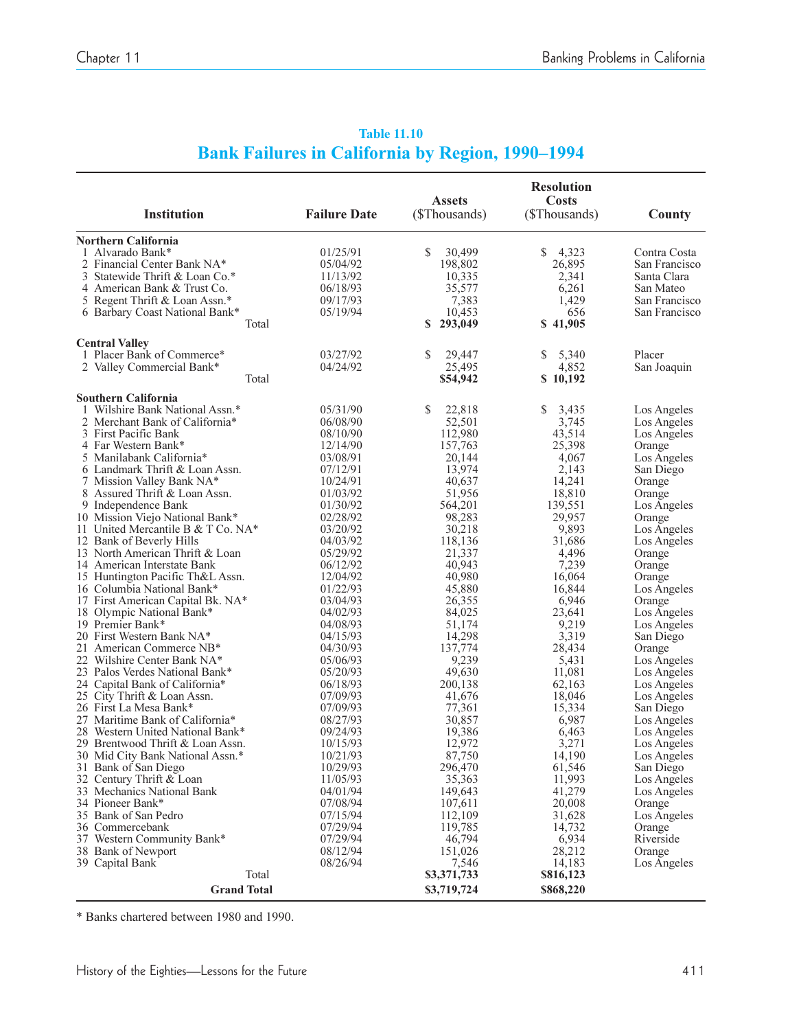**Table 11.10**

## Bank Failures in California by Region, 1990–1994

| Institution | Failure Date | Assets ($Thousands) | Resolution Costs ($Thousands) | County |
|---|---|---|---|---|
| **Northern California** | | | | |
| 1 Alvarado Bank* | 01/25/91 | $ 30,499 | $ 4,323 | Contra Costa |
| 2 Financial Center Bank NA* | 05/04/92 | 198,802 | 26,895 | San Francisco |
| 3 Statewide Thrift & Loan Co.* | 11/13/92 | 10,335 | 2,341 | Santa Clara |
| 4 American Bank & Trust Co. | 06/18/93 | 35,577 | 6,261 | San Mateo |
| 5 Regent Thrift & Loan Assn.* | 09/17/93 | 7,383 | 1,429 | San Francisco |
| 6 Barbary Coast National Bank* | 05/19/94 | 10,453 | 656 | San Francisco |
| Total | | **$ 293,049** | **$ 41,905** | |
| **Central Valley** | | | | |
| 1 Placer Bank of Commerce* | 03/27/92 | $ 29,447 | $ 5,340 | Placer |
| 2 Valley Commercial Bank* | 04/24/92 | 25,495 | 4,852 | San Joaquin |
| Total | | **$54,942** | **$ 10,192** | |
| **Southern California** | | | | |
| 1 Wilshire Bank National Assn.* | 05/31/90 | $ 22,818 | $ 3,435 | Los Angeles |
| 2 Merchant Bank of California* | 06/08/90 | 52,501 | 3,745 | Los Angeles |
| 3 First Pacific Bank | 08/10/90 | 112,980 | 43,514 | Los Angeles |
| 4 Far Western Bank* | 12/14/90 | 157,763 | 25,398 | Orange |
| 5 Manilabank California* | 03/08/91 | 20,144 | 4,067 | Los Angeles |
| 6 Landmark Thrift & Loan Assn. | 07/12/91 | 13,974 | 2,143 | San Diego |
| 7 Mission Valley Bank NA* | 10/24/91 | 40,637 | 14,241 | Orange |
| 8 Assured Thrift & Loan Assn. | 01/03/92 | 51,956 | 18,810 | Orange |
| 9 Independence Bank | 01/30/92 | 564,201 | 139,551 | Los Angeles |
| 10 Mission Viejo National Bank* | 02/28/92 | 98,283 | 29,957 | Orange |
| 11 United Mercantile B & T Co. NA* | 03/20/92 | 30,218 | 9,893 | Los Angeles |
| 12 Bank of Beverly Hills | 04/03/92 | 118,136 | 31,686 | Los Angeles |
| 13 North American Thrift & Loan | 05/29/92 | 21,337 | 4,496 | Orange |
| 14 American Interstate Bank | 06/12/92 | 40,943 | 7,239 | Orange |
| 15 Huntington Pacific Th&L Assn. | 12/04/92 | 40,980 | 16,064 | Orange |
| 16 Columbia National Bank* | 01/22/93 | 45,880 | 16,844 | Los Angeles |
| 17 First American Capital Bk. NA* | 03/04/93 | 26,355 | 6,946 | Orange |
| 18 Olympic National Bank* | 04/02/93 | 84,025 | 23,641 | Los Angeles |
| 19 Premier Bank* | 04/08/93 | 51,174 | 9,219 | Los Angeles |
| 20 First Western Bank NA* | 04/15/93 | 14,298 | 3,319 | San Diego |
| 21 American Commerce NB* | 04/30/93 | 137,774 | 28,434 | Orange |
| 22 Wilshire Center Bank NA* | 05/06/93 | 9,239 | 5,431 | Los Angeles |
| 23 Palos Verdes National Bank* | 05/20/93 | 49,630 | 11,081 | Los Angeles |
| 24 Capital Bank of California* | 06/18/93 | 200,138 | 62,163 | Los Angeles |
| 25 City Thrift & Loan Assn. | 07/09/93 | 41,676 | 18,046 | Los Angeles |
| 26 First La Mesa Bank* | 07/09/93 | 77,361 | 15,334 | San Diego |
| 27 Maritime Bank of California* | 08/27/93 | 30,857 | 6,987 | Los Angeles |
| 28 Western United National Bank* | 09/24/93 | 19,386 | 6,463 | Los Angeles |
| 29 Brentwood Thrift & Loan Assn. | 10/15/93 | 12,972 | 3,271 | Los Angeles |
| 30 Mid City Bank National Assn.* | 10/21/93 | 87,750 | 14,190 | Los Angeles |
| 31 Bank of San Diego | 10/29/93 | 296,470 | 61,546 | San Diego |
| 32 Century Thrift & Loan | 11/05/93 | 35,363 | 11,993 | Los Angeles |
| 33 Mechanics National Bank | 04/01/94 | 149,643 | 41,279 | Los Angeles |
| 34 Pioneer Bank* | 07/08/94 | 107,611 | 20,008 | Orange |
| 35 Bank of San Pedro | 07/15/94 | 112,109 | 31,628 | Los Angeles |
| 36 Commercebank | 07/29/94 | 119,785 | 14,732 | Orange |
| 37 Western Community Bank* | 07/29/94 | 46,794 | 6,934 | Riverside |
| 38 Bank of Newport | 08/12/94 | 151,026 | 28,212 | Orange |
| 39 Capital Bank | 08/26/94 | 7,546 | 14,183 | Los Angeles |
| Total | | **$3,371,733** | **$816,123** | |
| **Grand Total** | | **$3,719,724** | **$868,220** | |

\* Banks chartered between 1980 and 1990.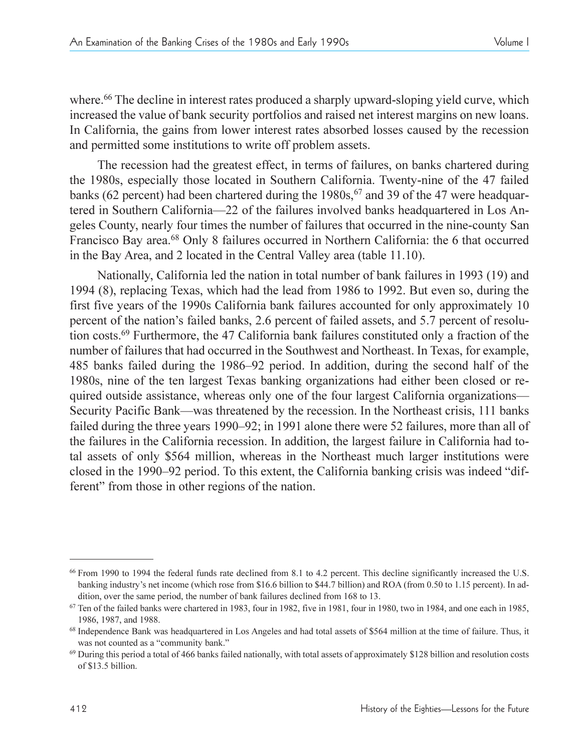where.[66] The decline in interest rates produced a sharply upward-sloping yield curve, which increased the value of bank security portfolios and raised net interest margins on new loans. In California, the gains from lower interest rates absorbed losses caused by the recession and permitted some institutions to write off problem assets.

The recession had the greatest effect, in terms of failures, on banks chartered during the 1980s, especially those located in Southern California. Twenty-nine of the 47 failed banks (62 percent) had been chartered during the 1980s,[67] and 39 of the 47 were headquartered in Southern California—22 of the failures involved banks headquartered in Los Angeles County, nearly four times the number of failures that occurred in the nine-county San Francisco Bay area.[68] Only 8 failures occurred in Northern California: the 6 that occurred in the Bay Area, and 2 located in the Central Valley area (table 11.10).

Nationally, California led the nation in total number of bank failures in 1993 (19) and 1994 (8), replacing Texas, which had the lead from 1986 to 1992. But even so, during the first five years of the 1990s California bank failures accounted for only approximately 10 percent of the nation's failed banks, 2.6 percent of failed assets, and 5.7 percent of resolution costs.[69] Furthermore, the 47 California bank failures constituted only a fraction of the number of failures that had occurred in the Southwest and Northeast. In Texas, for example, 485 banks failed during the 1986–92 period. In addition, during the second half of the 1980s, nine of the ten largest Texas banking organizations had either been closed or required outside assistance, whereas only one of the four largest California organizations—Security Pacific Bank—was threatened by the recession. In the Northeast crisis, 111 banks failed during the three years 1990–92; in 1991 alone there were 52 failures, more than all of the failures in the California recession. In addition, the largest failure in California had total assets of only $564 million, whereas in the Northeast much larger institutions were closed in the 1990–92 period. To this extent, the California banking crisis was indeed "different" from those in other regions of the nation.

---

[66] From 1990 to 1994 the federal funds rate declined from 8.1 to 4.2 percent. This decline significantly increased the U.S. banking industry's net income (which rose from $16.6 billion to $44.7 billion) and ROA (from 0.50 to 1.15 percent). In addition, over the same period, the number of bank failures declined from 168 to 13.

[67] Ten of the failed banks were chartered in 1983, four in 1982, five in 1981, four in 1980, two in 1984, and one each in 1985, 1986, 1987, and 1988.

[68] Independence Bank was headquartered in Los Angeles and had total assets of $564 million at the time of failure. Thus, it was not counted as a "community bank."

[69] During this period a total of 466 banks failed nationally, with total assets of approximately $128 billion and resolution costs of $13.5 billion.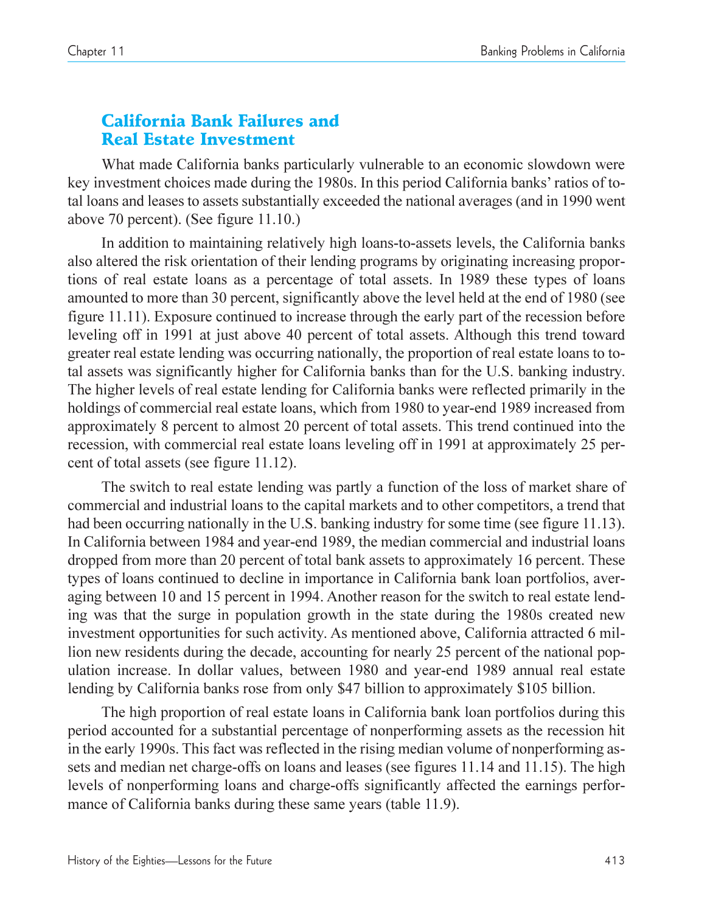## California Bank Failures and Real Estate Investment

What made California banks particularly vulnerable to an economic slowdown were key investment choices made during the 1980s. In this period California banks' ratios of total loans and leases to assets substantially exceeded the national averages (and in 1990 went above 70 percent). (See figure 11.10.)

In addition to maintaining relatively high loans-to-assets levels, the California banks also altered the risk orientation of their lending programs by originating increasing proportions of real estate loans as a percentage of total assets. In 1989 these types of loans amounted to more than 30 percent, significantly above the level held at the end of 1980 (see figure 11.11). Exposure continued to increase through the early part of the recession before leveling off in 1991 at just above 40 percent of total assets. Although this trend toward greater real estate lending was occurring nationally, the proportion of real estate loans to total assets was significantly higher for California banks than for the U.S. banking industry. The higher levels of real estate lending for California banks were reflected primarily in the holdings of commercial real estate loans, which from 1980 to year-end 1989 increased from approximately 8 percent to almost 20 percent of total assets. This trend continued into the recession, with commercial real estate loans leveling off in 1991 at approximately 25 percent of total assets (see figure 11.12).

The switch to real estate lending was partly a function of the loss of market share of commercial and industrial loans to the capital markets and to other competitors, a trend that had been occurring nationally in the U.S. banking industry for some time (see figure 11.13). In California between 1984 and year-end 1989, the median commercial and industrial loans dropped from more than 20 percent of total bank assets to approximately 16 percent. These types of loans continued to decline in importance in California bank loan portfolios, averaging between 10 and 15 percent in 1994. Another reason for the switch to real estate lending was that the surge in population growth in the state during the 1980s created new investment opportunities for such activity. As mentioned above, California attracted 6 million new residents during the decade, accounting for nearly 25 percent of the national population increase. In dollar values, between 1980 and year-end 1989 annual real estate lending by California banks rose from only \$47 billion to approximately \$105 billion.

The high proportion of real estate loans in California bank loan portfolios during this period accounted for a substantial percentage of nonperforming assets as the recession hit in the early 1990s. This fact was reflected in the rising median volume of nonperforming assets and median net charge-offs on loans and leases (see figures 11.14 and 11.15). The high levels of nonperforming loans and charge-offs significantly affected the earnings performance of California banks during these same years (table 11.9).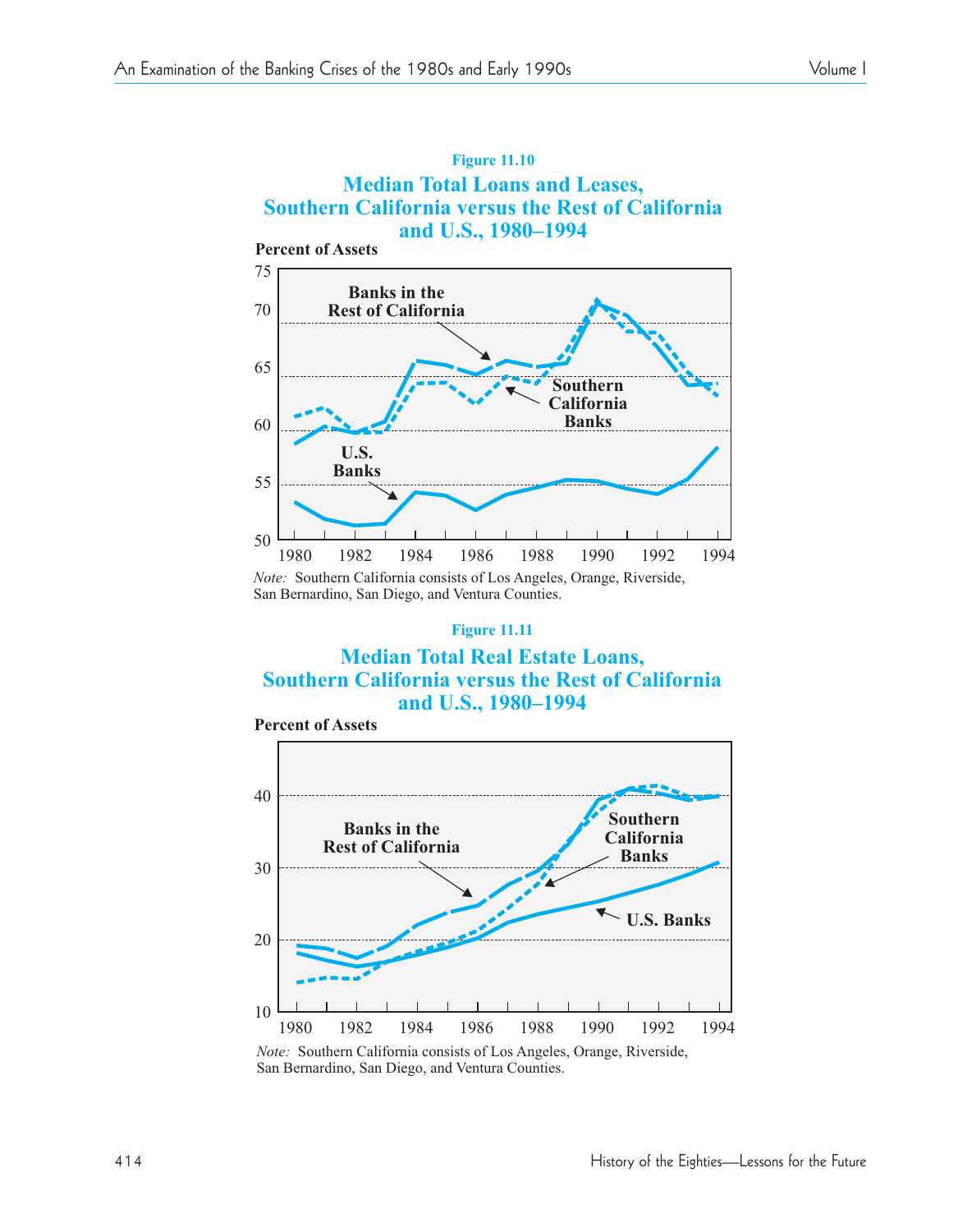**Figure 11.10**

**Median Total Loans and Leases, Southern California versus the Rest of California and U.S., 1980–1994**

Note: Southern California consists of Los Angeles, Orange, Riverside, San Bernardino, San Diego, and Ventura Counties.

**Figure 11.11**

**Median Total Real Estate Loans, Southern California versus the Rest of California and U.S., 1980–1994**

Note: Southern California consists of Los Angeles, Orange, Riverside, San Bernardino, San Diego, and Ventura Counties.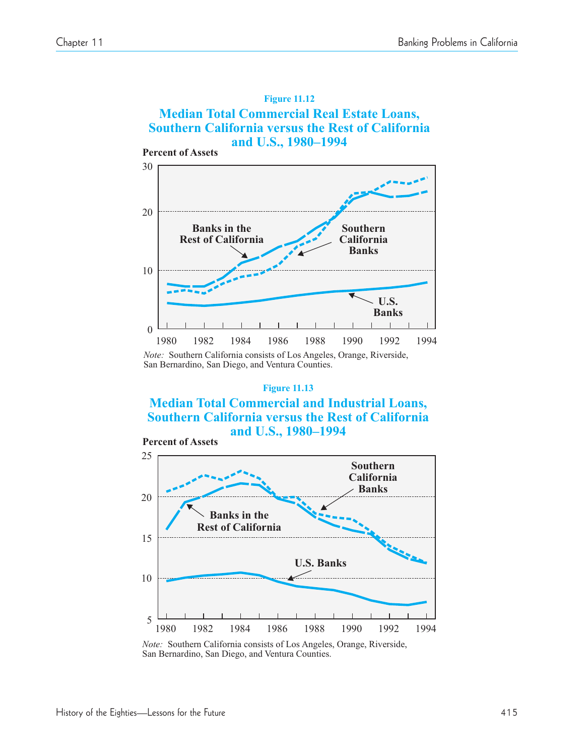**Figure 11.12**

**Median Total Commercial Real Estate Loans, Southern California versus the Rest of California and U.S., 1980–1994**

*Note:* Southern California consists of Los Angeles, Orange, Riverside, San Bernardino, San Diego, and Ventura Counties.

**Figure 11.13**

**Median Total Commercial and Industrial Loans, Southern California versus the Rest of California and U.S., 1980–1994**

*Note:* Southern California consists of Los Angeles, Orange, Riverside, San Bernardino, San Diego, and Ventura Counties.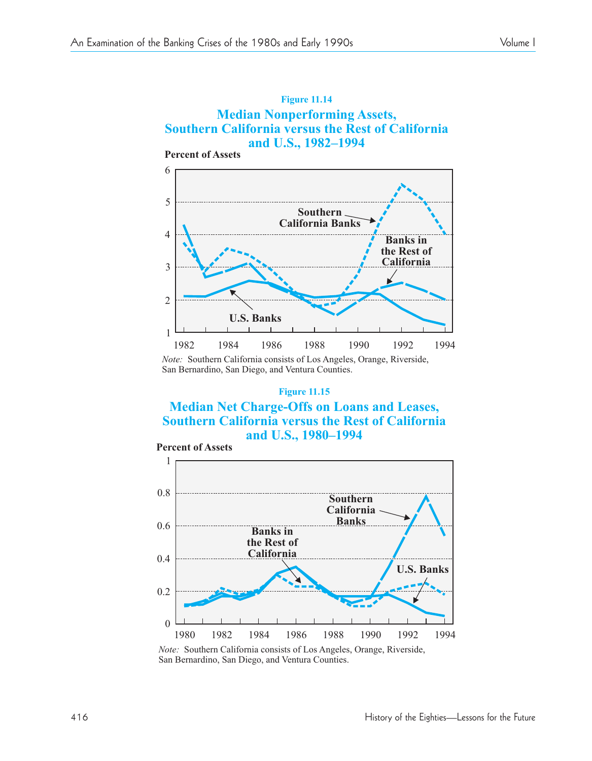Figure 11.14

**Median Nonperforming Assets, Southern California versus the Rest of California and U.S., 1982–1994**

*Note:* Southern California consists of Los Angeles, Orange, Riverside, San Bernardino, San Diego, and Ventura Counties.

Figure 11.15

**Median Net Charge-Offs on Loans and Leases, Southern California versus the Rest of California and U.S., 1980–1994**

*Note:* Southern California consists of Los Angeles, Orange, Riverside, San Bernardino, San Diego, and Ventura Counties.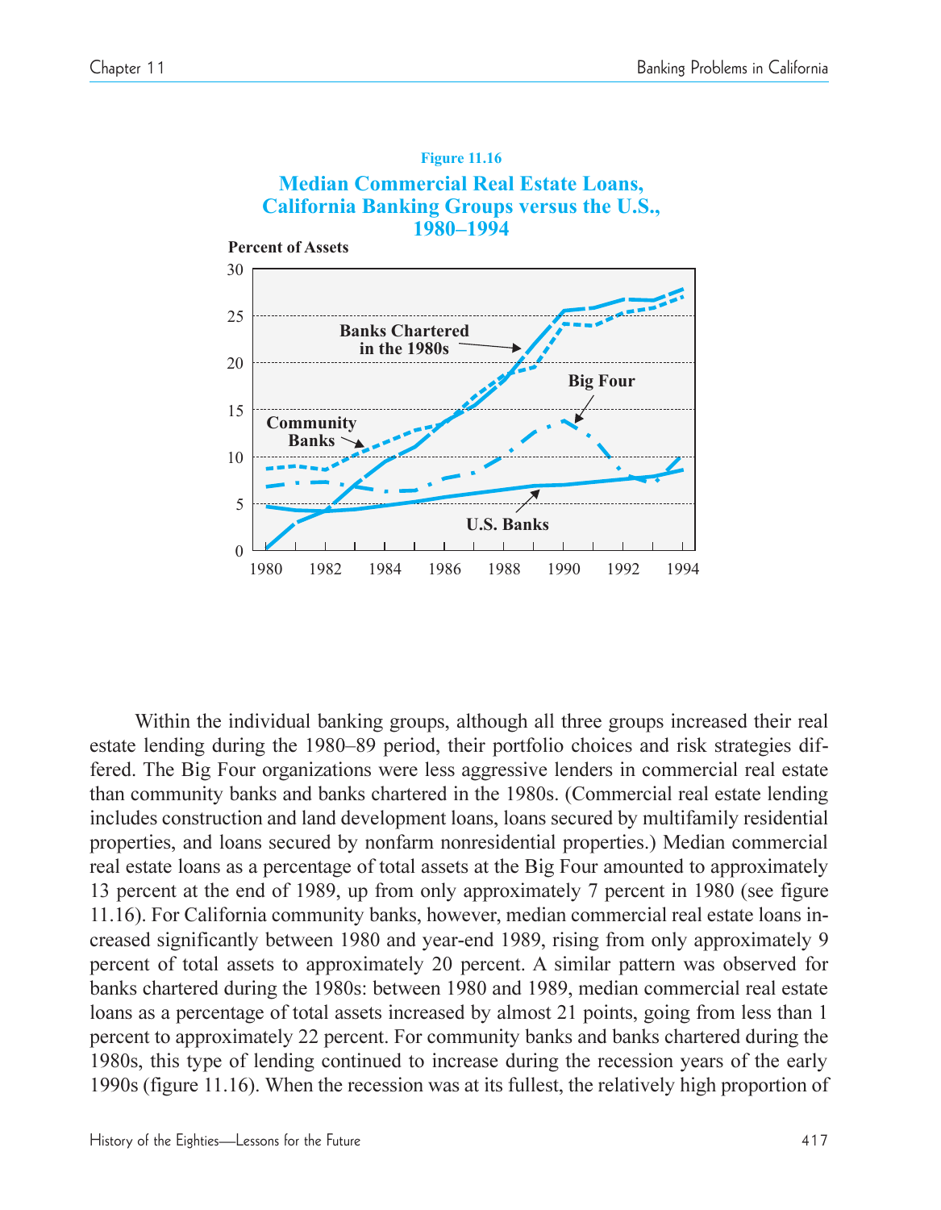**Figure 11.16**

**Median Commercial Real Estate Loans, California Banking Groups versus the U.S., 1980–1994**

Percent of Assets

Banks Chartered in the 1980s

Big Four

Community Banks

U.S. Banks

Within the individual banking groups, although all three groups increased their real estate lending during the 1980–89 period, their portfolio choices and risk strategies differed. The Big Four organizations were less aggressive lenders in commercial real estate than community banks and banks chartered in the 1980s. (Commercial real estate lending includes construction and land development loans, loans secured by multifamily residential properties, and loans secured by nonfarm nonresidential properties.) Median commercial real estate loans as a percentage of total assets at the Big Four amounted to approximately 13 percent at the end of 1989, up from only approximately 7 percent in 1980 (see figure 11.16). For California community banks, however, median commercial real estate loans increased significantly between 1980 and year-end 1989, rising from only approximately 9 percent of total assets to approximately 20 percent. A similar pattern was observed for banks chartered during the 1980s: between 1980 and 1989, median commercial real estate loans as a percentage of total assets increased by almost 21 points, going from less than 1 percent to approximately 22 percent. For community banks and banks chartered during the 1980s, this type of lending continued to increase during the recession years of the early 1990s (figure 11.16). When the recession was at its fullest, the relatively high proportion of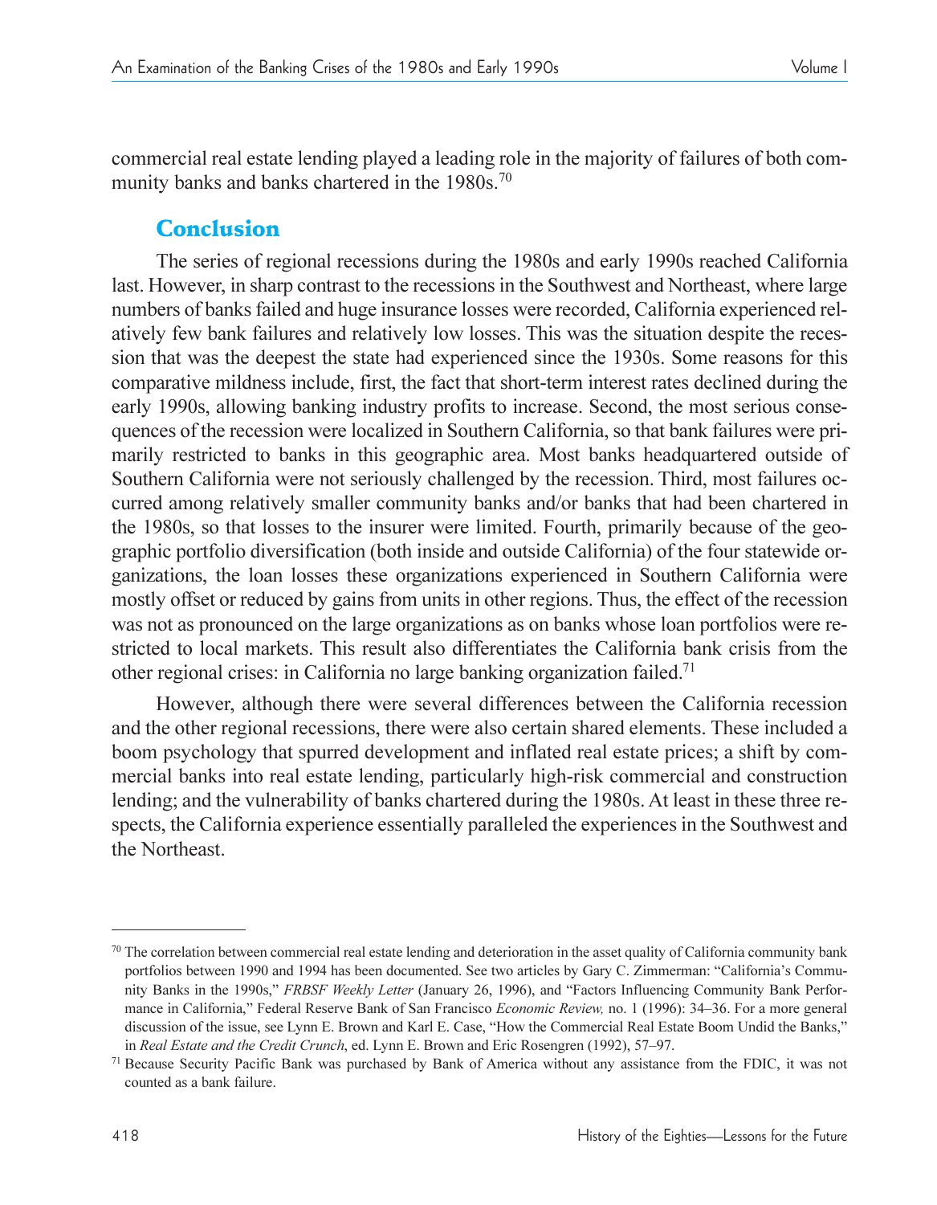commercial real estate lending played a leading role in the majority of failures of both community banks and banks chartered in the 1980s.[70]

## Conclusion

The series of regional recessions during the 1980s and early 1990s reached California last. However, in sharp contrast to the recessions in the Southwest and Northeast, where large numbers of banks failed and huge insurance losses were recorded, California experienced relatively few bank failures and relatively low losses. This was the situation despite the recession that was the deepest the state had experienced since the 1930s. Some reasons for this comparative mildness include, first, the fact that short-term interest rates declined during the early 1990s, allowing banking industry profits to increase. Second, the most serious consequences of the recession were localized in Southern California, so that bank failures were primarily restricted to banks in this geographic area. Most banks headquartered outside of Southern California were not seriously challenged by the recession. Third, most failures occurred among relatively smaller community banks and/or banks that had been chartered in the 1980s, so that losses to the insurer were limited. Fourth, primarily because of the geographic portfolio diversification (both inside and outside California) of the four statewide organizations, the loan losses these organizations experienced in Southern California were mostly offset or reduced by gains from units in other regions. Thus, the effect of the recession was not as pronounced on the large organizations as on banks whose loan portfolios were restricted to local markets. This result also differentiates the California bank crisis from the other regional crises: in California no large banking organization failed.[71]

However, although there were several differences between the California recession and the other regional recessions, there were also certain shared elements. These included a boom psychology that spurred development and inflated real estate prices; a shift by commercial banks into real estate lending, particularly high-risk commercial and construction lending; and the vulnerability of banks chartered during the 1980s. At least in these three respects, the California experience essentially paralleled the experiences in the Southwest and the Northeast.

---

[70] The correlation between commercial real estate lending and deterioration in the asset quality of California community bank portfolios between 1990 and 1994 has been documented. See two articles by Gary C. Zimmerman: "California's Community Banks in the 1990s," *FRBSF Weekly Letter* (January 26, 1996), and "Factors Influencing Community Bank Performance in California," Federal Reserve Bank of San Francisco *Economic Review,* no. 1 (1996): 34–36. For a more general discussion of the issue, see Lynn E. Brown and Karl E. Case, "How the Commercial Real Estate Boom Undid the Banks," in *Real Estate and the Credit Crunch*, ed. Lynn E. Brown and Eric Rosengren (1992), 57–97.

[71] Because Security Pacific Bank was purchased by Bank of America without any assistance from the FDIC, it was not counted as a bank failure.